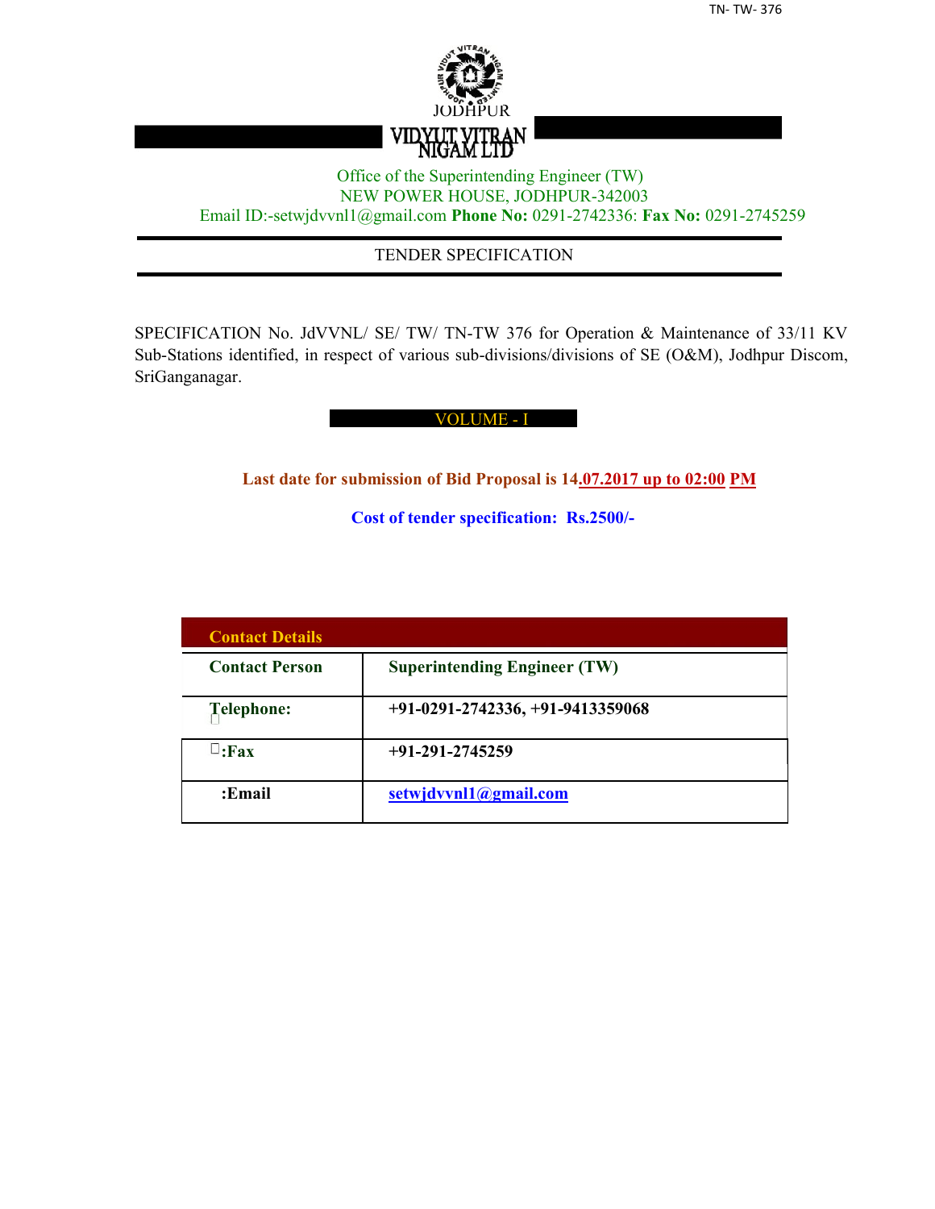JODHPUR

**VIDYUT VITRAN NIGAM LTD**

Office of the Superintending Engineer (TW)
NEW POWER HOUSE, JODHPUR-342003
Email ID:-setwjdvvnl1@gmail.com **Phone No:** 0291-2742336: **Fax No:** 0291-2745259

# TENDER SPECIFICATION

SPECIFICATION No. JdVVNL/ SE/ TW/ TN-TW 376 for Operation & Maintenance of 33/11 KV Sub-Stations identified, in respect of various sub-divisions/divisions of SE (O&M), Jodhpur Discom, SriGanganagar.

## VOLUME - I

**Last date for submission of Bid Proposal is 14.07.2017 up to 02:00 PM**

**Cost of tender specification: Rs.2500/-**

| **Contact Details** | |
|---|---|
| **Contact Person** | **Superintending Engineer (TW)** |
| **Telephone:** | **+91-0291-2742336, +91-9413359068** |
| **:Fax** | **+91-291-2745259** |
| **:Email** | **setwjdvvnl1@gmail.com** |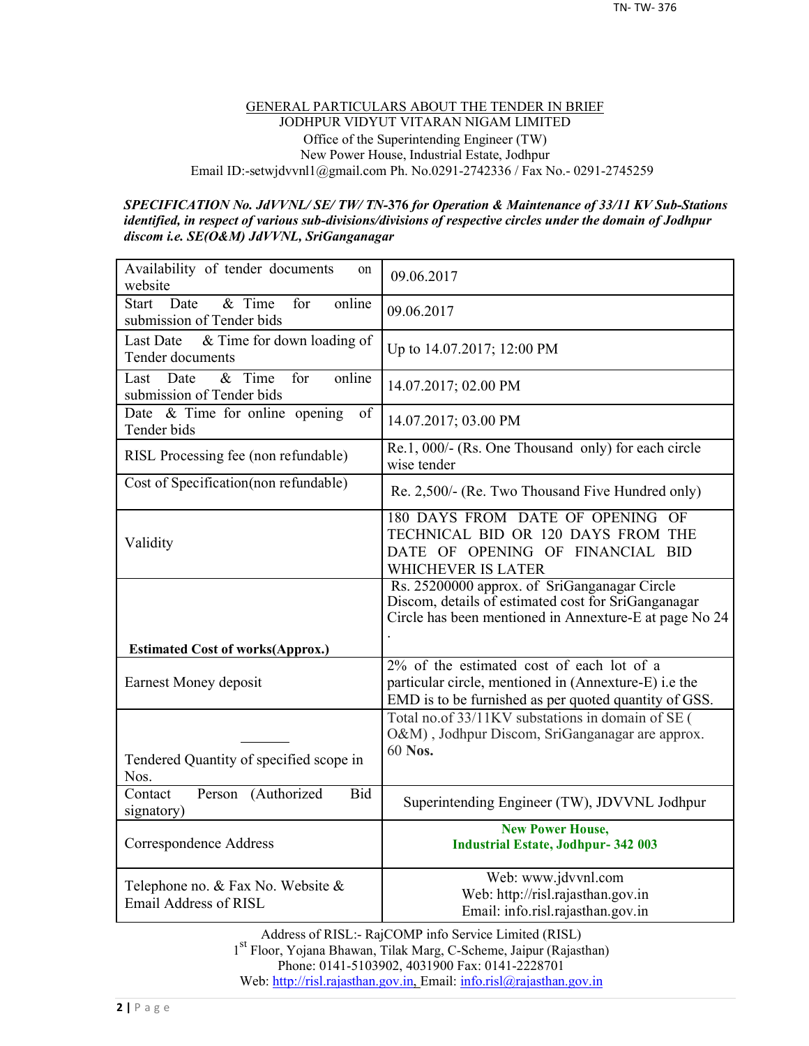## GENERAL PARTICULARS ABOUT THE TENDER IN BRIEF

JODHPUR VIDYUT VITARAN NIGAM LIMITED

Office of the Superintending Engineer (TW)

New Power House, Industrial Estate, Jodhpur

Email ID:-setwjdvvnl1@gmail.com Ph. No.0291-2742336 / Fax No.- 0291-2745259

***SPECIFICATION No. JdVVNL/ SE/ TW/ TN-376 for Operation & Maintenance of 33/11 KV Sub-Stations identified, in respect of various sub-divisions/divisions of respective circles under the domain of Jodhpur discom i.e. SE(O&M) JdVVNL, SriGanganagar***

| | |
|---|---|
| Availability of tender documents on website | 09.06.2017 |
| Start Date & Time for online submission of Tender bids | 09.06.2017 |
| Last Date & Time for down loading of Tender documents | Up to 14.07.2017; 12:00 PM |
| Last Date & Time for online submission of Tender bids | 14.07.2017; 02.00 PM |
| Date & Time for online opening of Tender bids | 14.07.2017; 03.00 PM |
| RISL Processing fee (non refundable) | Re.1, 000/- (Rs. One Thousand only) for each circle wise tender |
| Cost of Specification(non refundable) | Re. 2,500/- (Re. Two Thousand Five Hundred only) |
| Validity | 180 DAYS FROM DATE OF OPENING OF TECHNICAL BID OR 120 DAYS FROM THE DATE OF OPENING OF FINANCIAL BID WHICHEVER IS LATER |
| **Estimated Cost of works(Approx.)** | Rs. 25200000 approx. of SriGanganagar Circle Discom, details of estimated cost for SriGanganagar Circle has been mentioned in Annexture-E at page No 24 . |
| Earnest Money deposit | 2% of the estimated cost of each lot of a particular circle, mentioned in (Annexture-E) i.e the EMD is to be furnished as per quoted quantity of GSS. |
| Tendered Quantity of specified scope in Nos. | Total no.of 33/11KV substations in domain of SE ( O&M) , Jodhpur Discom, SriGanganagar are approx. 60 **Nos.** |
| Contact Person (Authorized Bid signatory) | Superintending Engineer (TW), JDVVNL Jodhpur |
| Correspondence Address | **New Power House, Industrial Estate, Jodhpur- 342 003** |
| Telephone no. & Fax No. Website & Email Address of RISL | Web: www.jdvvnl.com<br>Web: http://risl.rajasthan.gov.in<br>Email: info.risl.rajasthan.gov.in |

Address of RISL:- RajCOMP info Service Limited (RISL)

1st Floor, Yojana Bhawan, Tilak Marg, C-Scheme, Jaipur (Rajasthan)

Phone: 0141-5103902, 4031900 Fax: 0141-2228701

Web: http://risl.rajasthan.gov.in, Email: info.risl@rajasthan.gov.in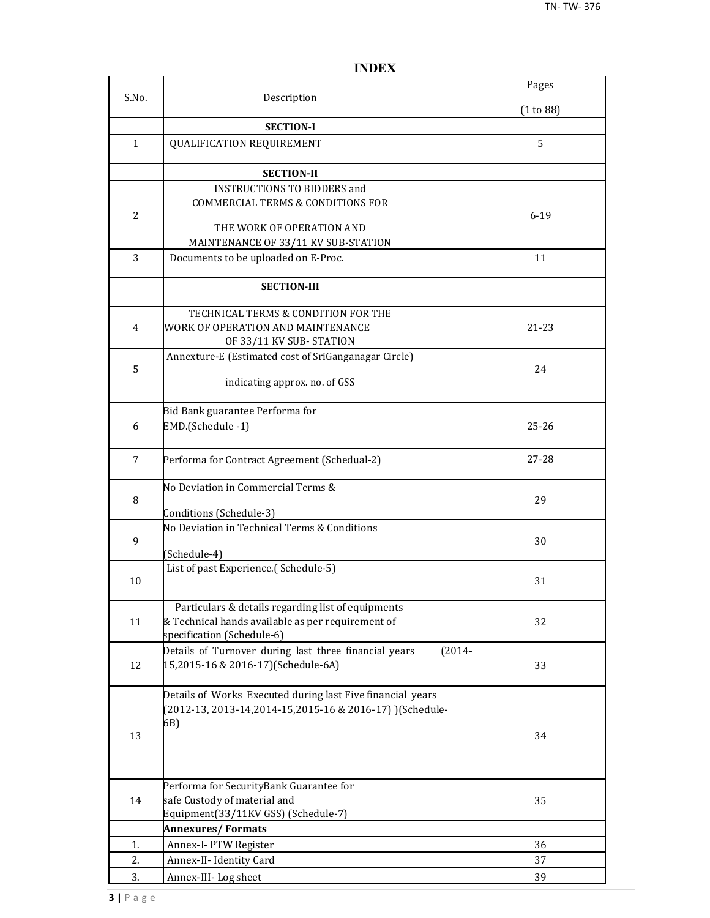# INDEX

| S.No. | Description | Pages (1 to 88) |
|---|---|---|
| | **SECTION-I** | |
| 1 | QUALIFICATION REQUIREMENT | 5 |
| | **SECTION-II** | |
| 2 | INSTRUCTIONS TO BIDDERS and COMMERCIAL TERMS & CONDITIONS FOR THE WORK OF OPERATION AND MAINTENANCE OF 33/11 KV SUB-STATION | 6-19 |
| 3 | Documents to be uploaded on E-Proc. | 11 |
| | **SECTION-III** | |
| 4 | TECHNICAL TERMS & CONDITION FOR THE WORK OF OPERATION AND MAINTENANCE OF 33/11 KV SUB- STATION | 21-23 |
| 5 | Annexture-E (Estimated cost of SriGanganagar Circle) indicating approx. no. of GSS | 24 |
| | | |
| 6 | Bid Bank guarantee Performa for EMD.(Schedule -1) | 25-26 |
| 7 | Performa for Contract Agreement (Schedual-2) | 27-28 |
| 8 | No Deviation in Commercial Terms & Conditions (Schedule-3) | 29 |
| 9 | No Deviation in Technical Terms & Conditions (Schedule-4) | 30 |
| 10 | List of past Experience.( Schedule-5) | 31 |
| 11 | Particulars & details regarding list of equipments & Technical hands available as per requirement of specification (Schedule-6) | 32 |
| 12 | Details of Turnover during last three financial years (2014-15,2015-16 & 2016-17)(Schedule-6A) | 33 |
| 13 | Details of Works Executed during last Five financial years (2012-13, 2013-14,2014-15,2015-16 & 2016-17) )(Schedule-6B) | 34 |
| 14 | Performa for SecurityBank Guarantee for safe Custody of material and Equipment(33/11KV GSS) (Schedule-7) | 35 |
| | **Annexures/ Formats** | |
| 1. | Annex-I- PTW Register | 36 |
| 2. | Annex-II- Identity Card | 37 |
| 3. | Annex-III- Log sheet | 39 |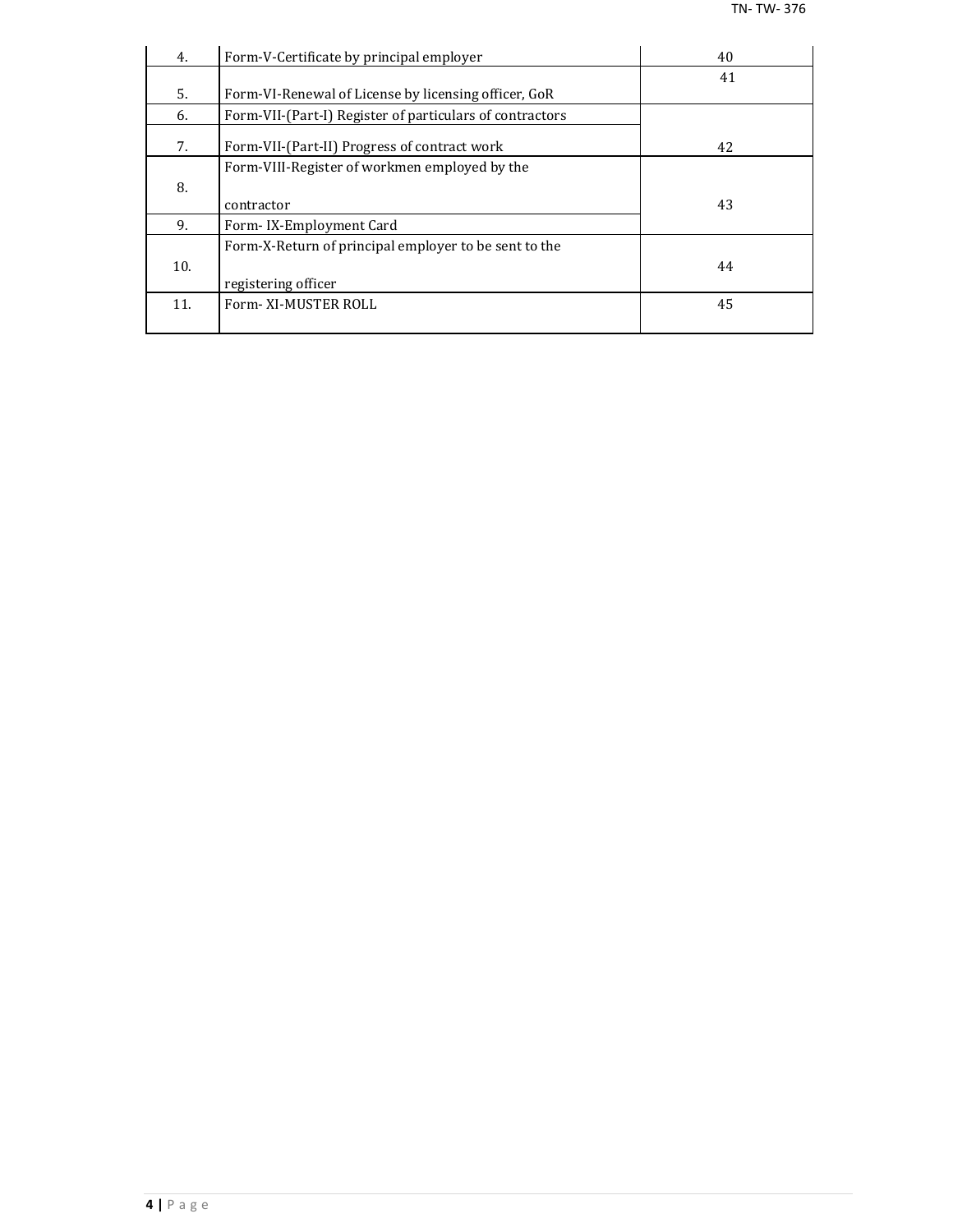| | | |
|---|---|---|
| 4. | Form-V-Certificate by principal employer | 40 |
| 5. | Form-VI-Renewal of License by licensing officer, GoR | 41 |
| 6. | Form-VII-(Part-I) Register of particulars of contractors | 42 |
| 7. | Form-VII-(Part-II) Progress of contract work | |
| 8. | Form-VIII-Register of workmen employed by the contractor | 43 |
| 9. | Form- IX-Employment Card | |
| 10. | Form-X-Return of principal employer to be sent to the registering officer | 44 |
| 11. | Form- XI-MUSTER ROLL | 45 |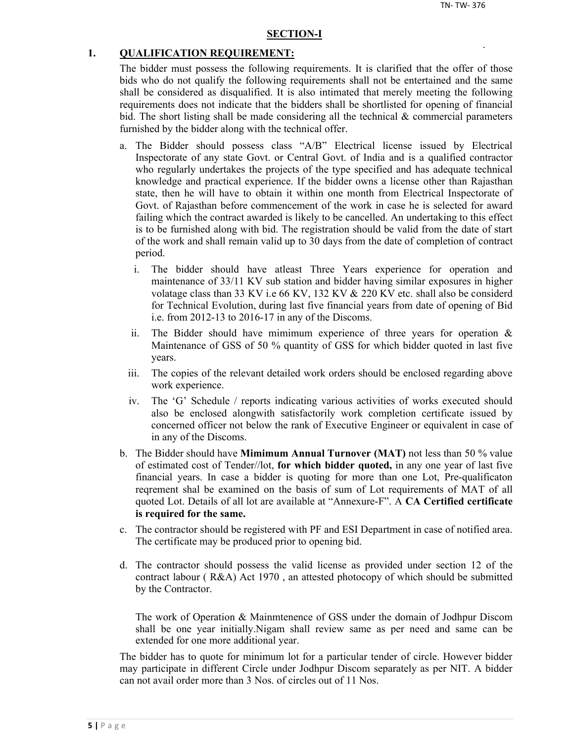## SECTION-I

## 1. QUALIFICATION REQUIREMENT:

The bidder must possess the following requirements. It is clarified that the offer of those bids who do not qualify the following requirements shall not be entertained and the same shall be considered as disqualified. It is also intimated that merely meeting the following requirements does not indicate that the bidders shall be shortlisted for opening of financial bid. The short listing shall be made considering all the technical & commercial parameters furnished by the bidder along with the technical offer.

a. The Bidder should possess class "A/B" Electrical license issued by Electrical Inspectorate of any state Govt. or Central Govt. of India and is a qualified contractor who regularly undertakes the projects of the type specified and has adequate technical knowledge and practical experience. If the bidder owns a license other than Rajasthan state, then he will have to obtain it within one month from Electrical Inspectorate of Govt. of Rajasthan before commencement of the work in case he is selected for award failing which the contract awarded is likely to be cancelled. An undertaking to this effect is to be furnished along with bid. The registration should be valid from the date of start of the work and shall remain valid up to 30 days from the date of completion of contract period.

   i. The bidder should have atleast Three Years experience for operation and maintenance of 33/11 KV sub station and bidder having similar exposures in higher volatage class than 33 KV i.e 66 KV, 132 KV & 220 KV etc. shall also be considerd for Technical Evolution, during last five financial years from date of opening of Bid i.e. from 2012-13 to 2016-17 in any of the Discoms.

   ii. The Bidder should have mimimum experience of three years for operation & Maintenance of GSS of 50 % quantity of GSS for which bidder quoted in last five years.

   iii. The copies of the relevant detailed work orders should be enclosed regarding above work experience.

   iv. The 'G' Schedule / reports indicating various activities of works executed should also be enclosed alongwith satisfactorily work completion certificate issued by concerned officer not below the rank of Executive Engineer or equivalent in case of in any of the Discoms.

b. The Bidder should have **Mimimum Annual Turnover (MAT)** not less than 50 % value of estimated cost of Tender//lot, **for which bidder quoted,** in any one year of last five financial years. In case a bidder is quoting for more than one Lot, Pre-qualificaton reqrement shal be examined on the basis of sum of Lot requirements of MAT of all quoted Lot. Details of all lot are available at "Annexure-F". A **CA Certified certificate is required for the same.**

c. The contractor should be registered with PF and ESI Department in case of notified area. The certificate may be produced prior to opening bid.

d. The contractor should possess the valid license as provided under section 12 of the contract labour ( R&A) Act 1970 , an attested photocopy of which should be submitted by the Contractor.

   The work of Operation & Mainmtenence of GSS under the domain of Jodhpur Discom shall be one year initially.Nigam shall review same as per need and same can be extended for one more additional year.

The bidder has to quote for minimum lot for a particular tender of circle. However bidder may participate in different Circle under Jodhpur Discom separately as per NIT. A bidder can not avail order more than 3 Nos. of circles out of 11 Nos.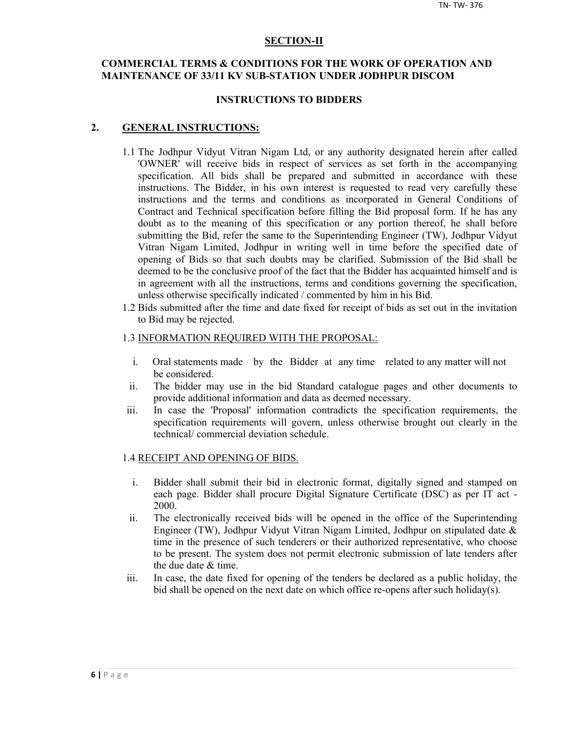## SECTION-II

### COMMERCIAL TERMS & CONDITIONS FOR THE WORK OF OPERATION AND MAINTENANCE OF 33/11 KV SUB-STATION UNDER JODHPUR DISCOM

### INSTRUCTIONS TO BIDDERS

## 2. GENERAL INSTRUCTIONS:

1.1 The Jodhpur Vidyut Vitran Nigam Ltd, or any authority designated herein after called 'OWNER' will receive bids in respect of services as set forth in the accompanying specification. All bids shall be prepared and submitted in accordance with these instructions. The Bidder, in his own interest is requested to read very carefully these instructions and the terms and conditions as incorporated in General Conditions of Contract and Technical specification before filling the Bid proposal form. If he has any doubt as to the meaning of this specification or any portion thereof, he shall before submitting the Bid, refer the same to the Superintending Engineer (TW), Jodhpur Vidyut Vitran Nigam Limited, Jodhpur in writing well in time before the specified date of opening of Bids so that such doubts may be clarified. Submission of the Bid shall be deemed to be the conclusive proof of the fact that the Bidder has acquainted himself and is in agreement with all the instructions, terms and conditions governing the specification, unless otherwise specifically indicated / commented by him in his Bid.

1.2 Bids submitted after the time and date fixed for receipt of bids as set out in the invitation to Bid may be rejected.

1.3 INFORMATION REQUIRED WITH THE PROPOSAL:

i. Oral statements made by the Bidder at any time related to any matter will not be considered.

ii. The bidder may use in the bid Standard catalogue pages and other documents to provide additional information and data as deemed necessary.

iii. In case the 'Proposal' information contradicts the specification requirements, the specification requirements will govern, unless otherwise brought out clearly in the technical/ commercial deviation schedule.

1.4 RECEIPT AND OPENING OF BIDS.

i. Bidder shall submit their bid in electronic format, digitally signed and stamped on each page. Bidder shall procure Digital Signature Certificate (DSC) as per IT act - 2000.

ii. The electronically received bids will be opened in the office of the Superintending Engineer (TW), Jodhpur Vidyut Vitran Nigam Limited, Jodhpur on stipulated date & time in the presence of such tenderers or their authorized representative, who choose to be present. The system does not permit electronic submission of late tenders after the due date & time.

iii. In case, the date fixed for opening of the tenders be declared as a public holiday, the bid shall be opened on the next date on which office re-opens after such holiday(s).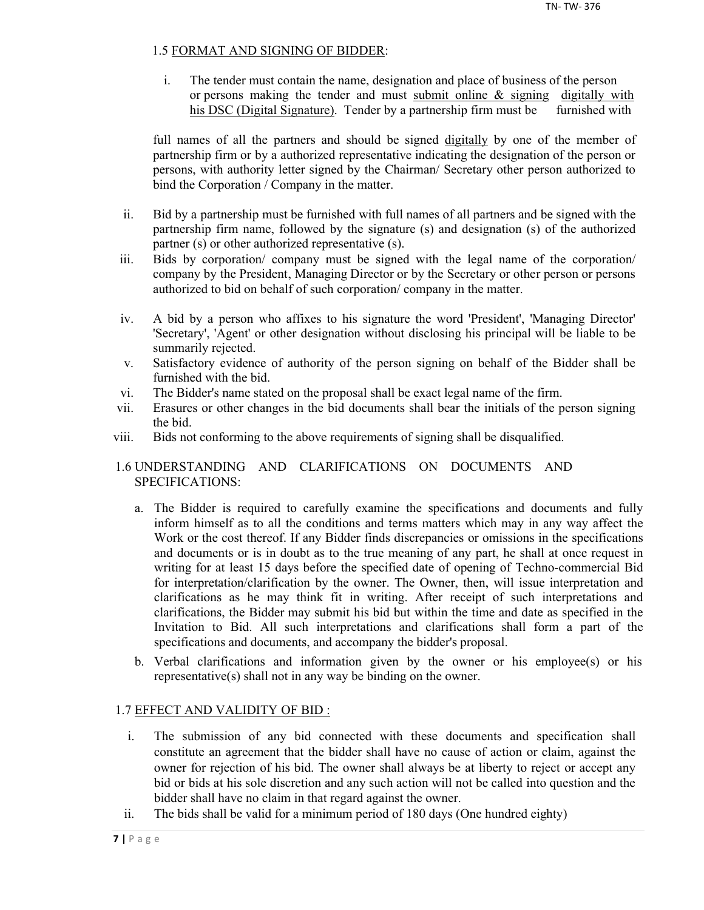### 1.5 FORMAT AND SIGNING OF BIDDER:

i. The tender must contain the name, designation and place of business of the person or persons making the tender and must submit online & signing digitally with his DSC (Digital Signature). Tender by a partnership firm must be furnished with

full names of all the partners and should be signed digitally by one of the member of partnership firm or by a authorized representative indicating the designation of the person or persons, with authority letter signed by the Chairman/ Secretary other person authorized to bind the Corporation / Company in the matter.

ii. Bid by a partnership must be furnished with full names of all partners and be signed with the partnership firm name, followed by the signature (s) and designation (s) of the authorized partner (s) or other authorized representative (s).

iii. Bids by corporation/ company must be signed with the legal name of the corporation/ company by the President, Managing Director or by the Secretary or other person or persons authorized to bid on behalf of such corporation/ company in the matter.

iv. A bid by a person who affixes to his signature the word 'President', 'Managing Director' 'Secretary', 'Agent' or other designation without disclosing his principal will be liable to be summarily rejected.

v. Satisfactory evidence of authority of the person signing on behalf of the Bidder shall be furnished with the bid.

vi. The Bidder's name stated on the proposal shall be exact legal name of the firm.

vii. Erasures or other changes in the bid documents shall bear the initials of the person signing the bid.

viii. Bids not conforming to the above requirements of signing shall be disqualified.

### 1.6 UNDERSTANDING AND CLARIFICATIONS ON DOCUMENTS AND SPECIFICATIONS:

a. The Bidder is required to carefully examine the specifications and documents and fully inform himself as to all the conditions and terms matters which may in any way affect the Work or the cost thereof. If any Bidder finds discrepancies or omissions in the specifications and documents or is in doubt as to the true meaning of any part, he shall at once request in writing for at least 15 days before the specified date of opening of Techno-commercial Bid for interpretation/clarification by the owner. The Owner, then, will issue interpretation and clarifications as he may think fit in writing. After receipt of such interpretations and clarifications, the Bidder may submit his bid but within the time and date as specified in the Invitation to Bid. All such interpretations and clarifications shall form a part of the specifications and documents, and accompany the bidder's proposal.

b. Verbal clarifications and information given by the owner or his employee(s) or his representative(s) shall not in any way be binding on the owner.

### 1.7 EFFECT AND VALIDITY OF BID :

i. The submission of any bid connected with these documents and specification shall constitute an agreement that the bidder shall have no cause of action or claim, against the owner for rejection of his bid. The owner shall always be at liberty to reject or accept any bid or bids at his sole discretion and any such action will not be called into question and the bidder shall have no claim in that regard against the owner.

ii. The bids shall be valid for a minimum period of 180 days (One hundred eighty)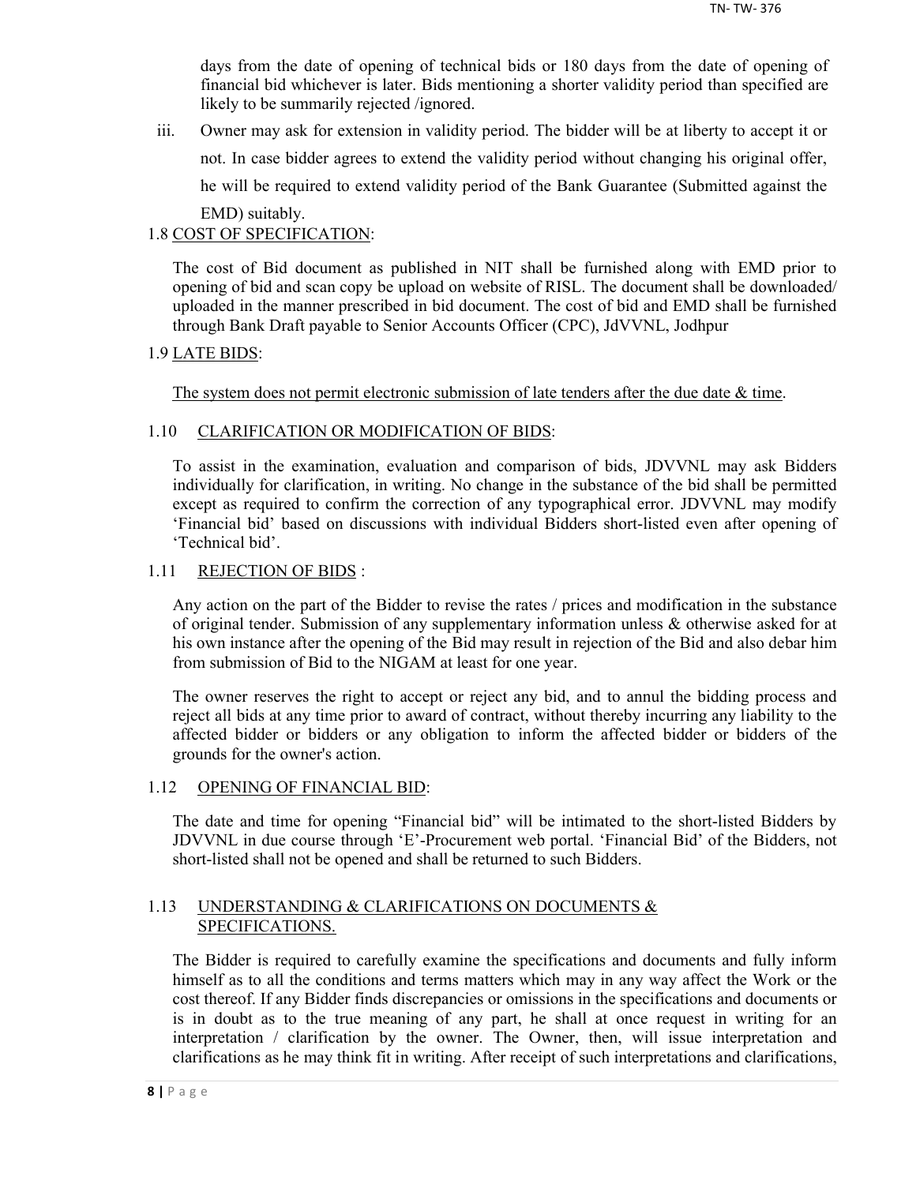days from the date of opening of technical bids or 180 days from the date of opening of financial bid whichever is later. Bids mentioning a shorter validity period than specified are likely to be summarily rejected /ignored.

iii. Owner may ask for extension in validity period. The bidder will be at liberty to accept it or not. In case bidder agrees to extend the validity period without changing his original offer, he will be required to extend validity period of the Bank Guarantee (Submitted against the EMD) suitably.

1.8 COST OF SPECIFICATION:

The cost of Bid document as published in NIT shall be furnished along with EMD prior to opening of bid and scan copy be upload on website of RISL. The document shall be downloaded/ uploaded in the manner prescribed in bid document. The cost of bid and EMD shall be furnished through Bank Draft payable to Senior Accounts Officer (CPC), JdVVNL, Jodhpur

1.9 LATE BIDS:

The system does not permit electronic submission of late tenders after the due date & time.

1.10 CLARIFICATION OR MODIFICATION OF BIDS:

To assist in the examination, evaluation and comparison of bids, JDVVNL may ask Bidders individually for clarification, in writing. No change in the substance of the bid shall be permitted except as required to confirm the correction of any typographical error. JDVVNL may modify 'Financial bid' based on discussions with individual Bidders short-listed even after opening of 'Technical bid'.

1.11 REJECTION OF BIDS :

Any action on the part of the Bidder to revise the rates / prices and modification in the substance of original tender. Submission of any supplementary information unless & otherwise asked for at his own instance after the opening of the Bid may result in rejection of the Bid and also debar him from submission of Bid to the NIGAM at least for one year.

The owner reserves the right to accept or reject any bid, and to annul the bidding process and reject all bids at any time prior to award of contract, without thereby incurring any liability to the affected bidder or bidders or any obligation to inform the affected bidder or bidders of the grounds for the owner's action.

1.12 OPENING OF FINANCIAL BID:

The date and time for opening "Financial bid" will be intimated to the short-listed Bidders by JDVVNL in due course through 'E'-Procurement web portal. 'Financial Bid' of the Bidders, not short-listed shall not be opened and shall be returned to such Bidders.

1.13 UNDERSTANDING & CLARIFICATIONS ON DOCUMENTS & SPECIFICATIONS.

The Bidder is required to carefully examine the specifications and documents and fully inform himself as to all the conditions and terms matters which may in any way affect the Work or the cost thereof. If any Bidder finds discrepancies or omissions in the specifications and documents or is in doubt as to the true meaning of any part, he shall at once request in writing for an interpretation / clarification by the owner. The Owner, then, will issue interpretation and clarifications as he may think fit in writing. After receipt of such interpretations and clarifications,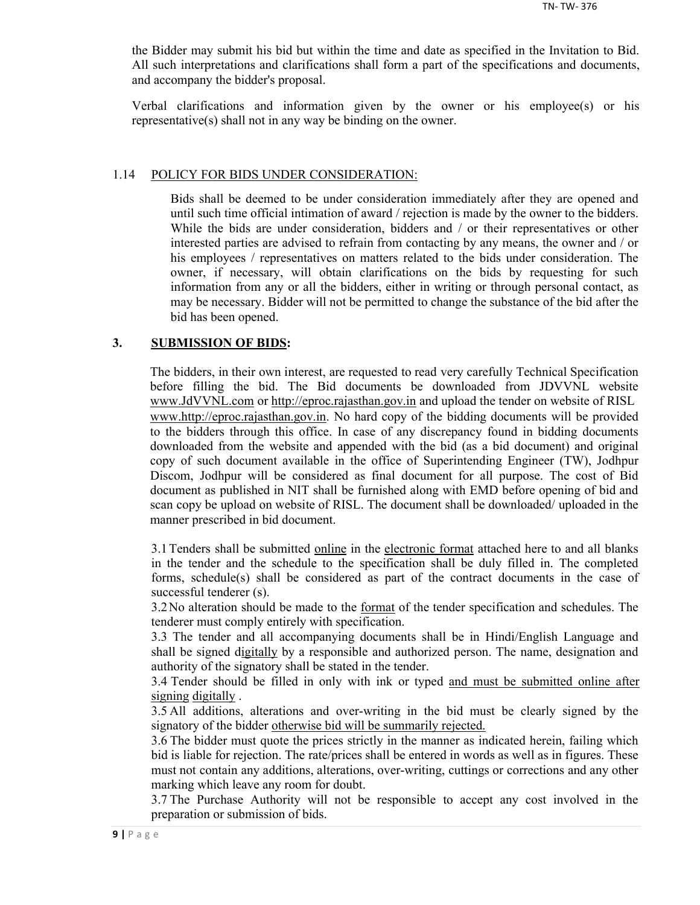the Bidder may submit his bid but within the time and date as specified in the Invitation to Bid. All such interpretations and clarifications shall form a part of the specifications and documents, and accompany the bidder's proposal.

Verbal clarifications and information given by the owner or his employee(s) or his representative(s) shall not in any way be binding on the owner.

1.14 POLICY FOR BIDS UNDER CONSIDERATION:

Bids shall be deemed to be under consideration immediately after they are opened and until such time official intimation of award / rejection is made by the owner to the bidders. While the bids are under consideration, bidders and / or their representatives or other interested parties are advised to refrain from contacting by any means, the owner and / or his employees / representatives on matters related to the bids under consideration. The owner, if necessary, will obtain clarifications on the bids by requesting for such information from any or all the bidders, either in writing or through personal contact, as may be necessary. Bidder will not be permitted to change the substance of the bid after the bid has been opened.

## 3. SUBMISSION OF BIDS:

The bidders, in their own interest, are requested to read very carefully Technical Specification before filling the bid. The Bid documents be downloaded from JDVVNL website www.JdVVNL.com or http://eproc.rajasthan.gov.in and upload the tender on website of RISL www.http://eproc.rajasthan.gov.in. No hard copy of the bidding documents will be provided to the bidders through this office. In case of any discrepancy found in bidding documents downloaded from the website and appended with the bid (as a bid document) and original copy of such document available in the office of Superintending Engineer (TW), Jodhpur Discom, Jodhpur will be considered as final document for all purpose. The cost of Bid document as published in NIT shall be furnished along with EMD before opening of bid and scan copy be upload on website of RISL. The document shall be downloaded/ uploaded in the manner prescribed in bid document.

3.1 Tenders shall be submitted online in the electronic format attached here to and all blanks in the tender and the schedule to the specification shall be duly filled in. The completed forms, schedule(s) shall be considered as part of the contract documents in the case of successful tenderer (s).

3.2 No alteration should be made to the format of the tender specification and schedules. The tenderer must comply entirely with specification.

3.3 The tender and all accompanying documents shall be in Hindi/English Language and shall be signed digitally by a responsible and authorized person. The name, designation and authority of the signatory shall be stated in the tender.

3.4 Tender should be filled in only with ink or typed and must be submitted online after signing digitally .

3.5 All additions, alterations and over-writing in the bid must be clearly signed by the signatory of the bidder otherwise bid will be summarily rejected.

3.6 The bidder must quote the prices strictly in the manner as indicated herein, failing which bid is liable for rejection. The rate/prices shall be entered in words as well as in figures. These must not contain any additions, alterations, over-writing, cuttings or corrections and any other marking which leave any room for doubt.

3.7 The Purchase Authority will not be responsible to accept any cost involved in the preparation or submission of bids.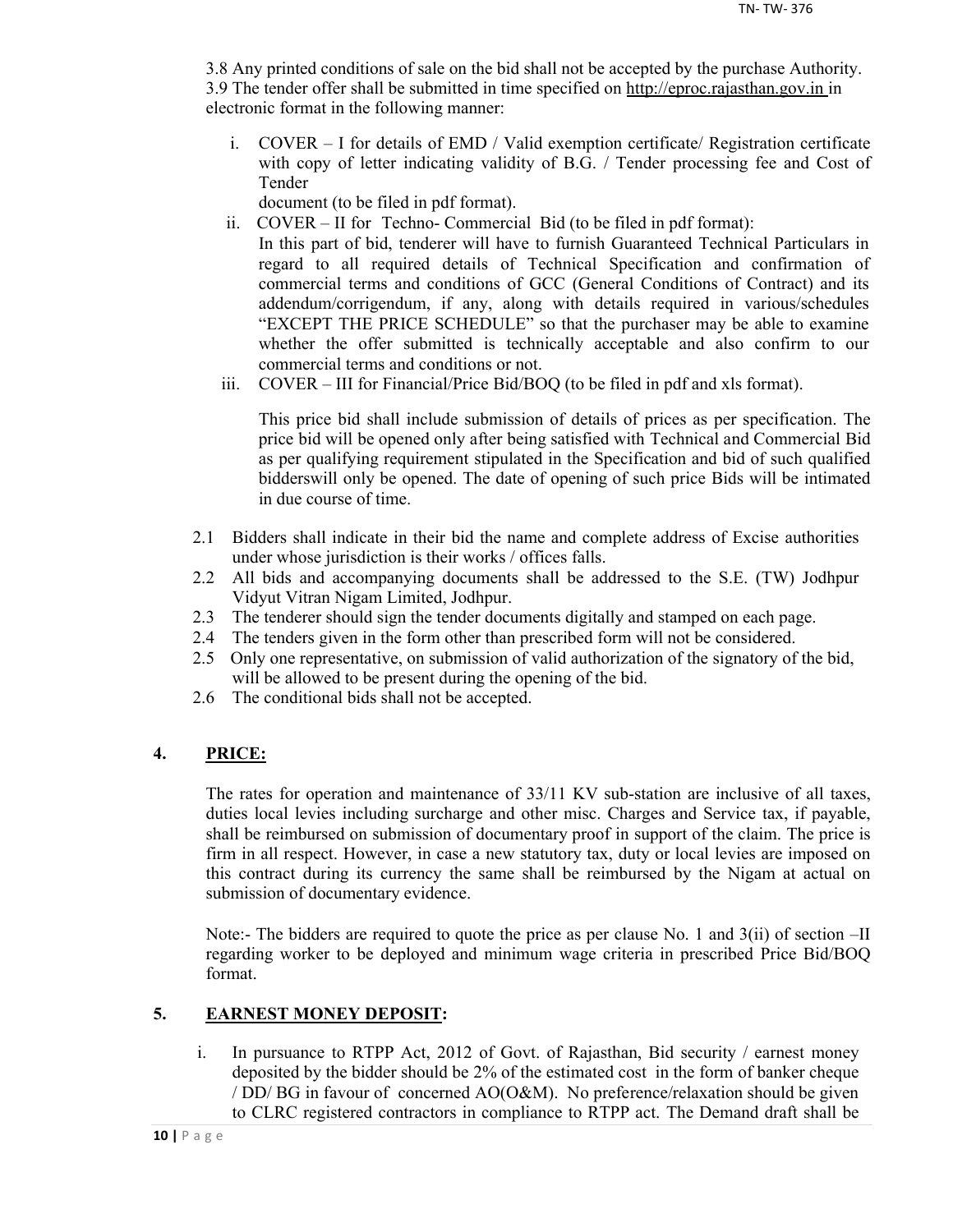3.8 Any printed conditions of sale on the bid shall not be accepted by the purchase Authority.
3.9 The tender offer shall be submitted in time specified on http://eproc.rajasthan.gov.in in electronic format in the following manner:

i. COVER – I for details of EMD / Valid exemption certificate/ Registration certificate with copy of letter indicating validity of B.G. / Tender processing fee and Cost of Tender
   document (to be filed in pdf format).
ii. COVER – II for Techno- Commercial Bid (to be filed in pdf format):
   In this part of bid, tenderer will have to furnish Guaranteed Technical Particulars in regard to all required details of Technical Specification and confirmation of commercial terms and conditions of GCC (General Conditions of Contract) and its addendum/corrigendum, if any, along with details required in various/schedules "EXCEPT THE PRICE SCHEDULE" so that the purchaser may be able to examine whether the offer submitted is technically acceptable and also confirm to our commercial terms and conditions or not.
iii. COVER – III for Financial/Price Bid/BOQ (to be filed in pdf and xls format).

   This price bid shall include submission of details of prices as per specification. The price bid will be opened only after being satisfied with Technical and Commercial Bid as per qualifying requirement stipulated in the Specification and bid of such qualified bidderswill only be opened. The date of opening of such price Bids will be intimated in due course of time.

2.1 Bidders shall indicate in their bid the name and complete address of Excise authorities under whose jurisdiction is their works / offices falls.
2.2 All bids and accompanying documents shall be addressed to the S.E. (TW) Jodhpur Vidyut Vitran Nigam Limited, Jodhpur.
2.3 The tenderer should sign the tender documents digitally and stamped on each page.
2.4 The tenders given in the form other than prescribed form will not be considered.
2.5 Only one representative, on submission of valid authorization of the signatory of the bid, will be allowed to be present during the opening of the bid.
2.6 The conditional bids shall not be accepted.

## 4. PRICE:

The rates for operation and maintenance of 33/11 KV sub-station are inclusive of all taxes, duties local levies including surcharge and other misc. Charges and Service tax, if payable, shall be reimbursed on submission of documentary proof in support of the claim. The price is firm in all respect. However, in case a new statutory tax, duty or local levies are imposed on this contract during its currency the same shall be reimbursed by the Nigam at actual on submission of documentary evidence.

Note:- The bidders are required to quote the price as per clause No. 1 and 3(ii) of section –II regarding worker to be deployed and minimum wage criteria in prescribed Price Bid/BOQ format.

## 5. EARNEST MONEY DEPOSIT:

i. In pursuance to RTPP Act, 2012 of Govt. of Rajasthan, Bid security / earnest money deposited by the bidder should be 2% of the estimated cost in the form of banker cheque / DD/ BG in favour of concerned AO(O&M). No preference/relaxation should be given to CLRC registered contractors in compliance to RTPP act. The Demand draft shall be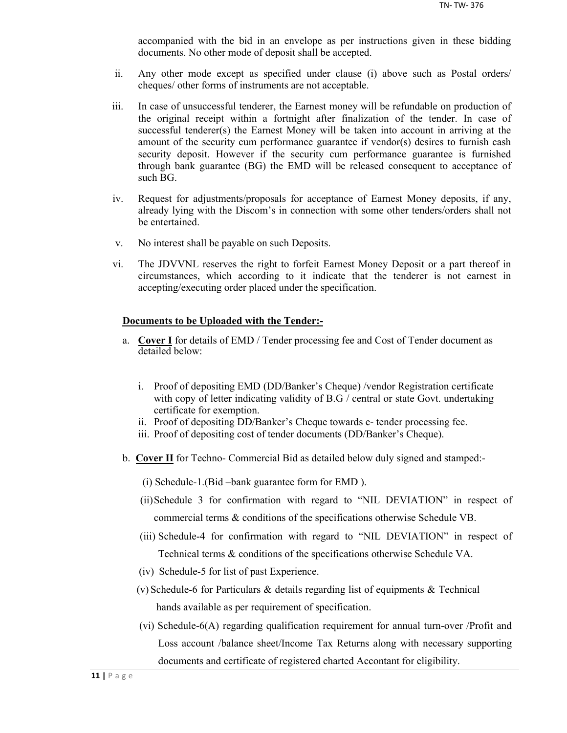accompanied with the bid in an envelope as per instructions given in these bidding documents. No other mode of deposit shall be accepted.

ii. Any other mode except as specified under clause (i) above such as Postal orders/ cheques/ other forms of instruments are not acceptable.

iii. In case of unsuccessful tenderer, the Earnest money will be refundable on production of the original receipt within a fortnight after finalization of the tender. In case of successful tenderer(s) the Earnest Money will be taken into account in arriving at the amount of the security cum performance guarantee if vendor(s) desires to furnish cash security deposit. However if the security cum performance guarantee is furnished through bank guarantee (BG) the EMD will be released consequent to acceptance of such BG.

iv. Request for adjustments/proposals for acceptance of Earnest Money deposits, if any, already lying with the Discom's in connection with some other tenders/orders shall not be entertained.

v. No interest shall be payable on such Deposits.

vi. The JDVVNL reserves the right to forfeit Earnest Money Deposit or a part thereof in circumstances, which according to it indicate that the tenderer is not earnest in accepting/executing order placed under the specification.

**<u>Documents to be Uploaded with the Tender:-</u>**

a. **<u>Cover I</u>** for details of EMD / Tender processing fee and Cost of Tender document as detailed below:

   i. Proof of depositing EMD (DD/Banker's Cheque) /vendor Registration certificate with copy of letter indicating validity of B.G / central or state Govt. undertaking certificate for exemption.
   ii. Proof of depositing DD/Banker's Cheque towards e- tender processing fee.
   iii. Proof of depositing cost of tender documents (DD/Banker's Cheque).

b. **<u>Cover II</u>** for Techno- Commercial Bid as detailed below duly signed and stamped:-

   (i) Schedule-1.(Bid –bank guarantee form for EMD ).

   (ii) Schedule 3 for confirmation with regard to "NIL DEVIATION" in respect of commercial terms & conditions of the specifications otherwise Schedule VB.

   (iii) Schedule-4 for confirmation with regard to "NIL DEVIATION" in respect of Technical terms & conditions of the specifications otherwise Schedule VA.

   (iv) Schedule-5 for list of past Experience.

   (v) Schedule-6 for Particulars & details regarding list of equipments & Technical hands available as per requirement of specification.

   (vi) Schedule-6(A) regarding qualification requirement for annual turn-over /Profit and Loss account /balance sheet/Income Tax Returns along with necessary supporting documents and certificate of registered charted Accontant for eligibility.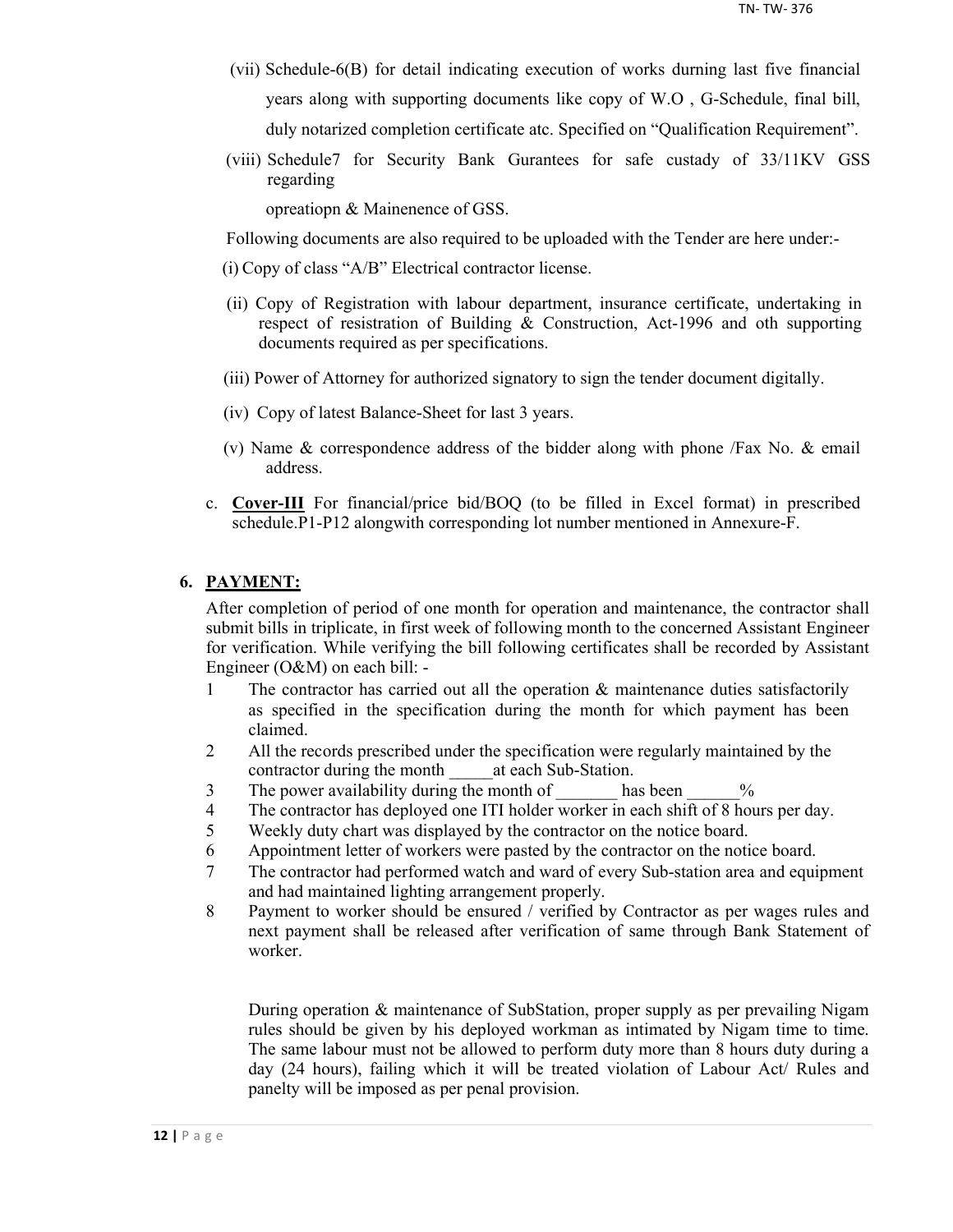(vii) Schedule-6(B) for detail indicating execution of works durning last five financial years along with supporting documents like copy of W.O , G-Schedule, final bill, duly notarized completion certificate atc. Specified on "Qualification Requirement".

(viii) Schedule7 for Security Bank Gurantees for safe custady of 33/11KV GSS regarding opreatiopn & Mainenence of GSS.

Following documents are also required to be uploaded with the Tender are here under:-

(i) Copy of class "A/B" Electrical contractor license.

(ii) Copy of Registration with labour department, insurance certificate, undertaking in respect of resistration of Building & Construction, Act-1996 and oth supporting documents required as per specifications.

(iii) Power of Attorney for authorized signatory to sign the tender document digitally.

(iv) Copy of latest Balance-Sheet for last 3 years.

(v) Name & correspondence address of the bidder along with phone /Fax No. & email address.

c. **Cover-III** For financial/price bid/BOQ (to be filled in Excel format) in prescribed schedule.P1-P12 alongwith corresponding lot number mentioned in Annexure-F.

## 6. PAYMENT:

After completion of period of one month for operation and maintenance, the contractor shall submit bills in triplicate, in first week of following month to the concerned Assistant Engineer for verification. While verifying the bill following certificates shall be recorded by Assistant Engineer (O&M) on each bill: -

1. The contractor has carried out all the operation & maintenance duties satisfactorily as specified in the specification during the month for which payment has been claimed.
2. All the records prescribed under the specification were regularly maintained by the contractor during the month _____at each Sub-Station.
3. The power availability during the month of _______ has been ______%
4. The contractor has deployed one ITI holder worker in each shift of 8 hours per day.
5. Weekly duty chart was displayed by the contractor on the notice board.
6. Appointment letter of workers were pasted by the contractor on the notice board.
7. The contractor had performed watch and ward of every Sub-station area and equipment and had maintained lighting arrangement properly.
8. Payment to worker should be ensured / verified by Contractor as per wages rules and next payment shall be released after verification of same through Bank Statement of worker.

During operation & maintenance of SubStation, proper supply as per prevailing Nigam rules should be given by his deployed workman as intimated by Nigam time to time. The same labour must not be allowed to perform duty more than 8 hours duty during a day (24 hours), failing which it will be treated violation of Labour Act/ Rules and panelty will be imposed as per penal provision.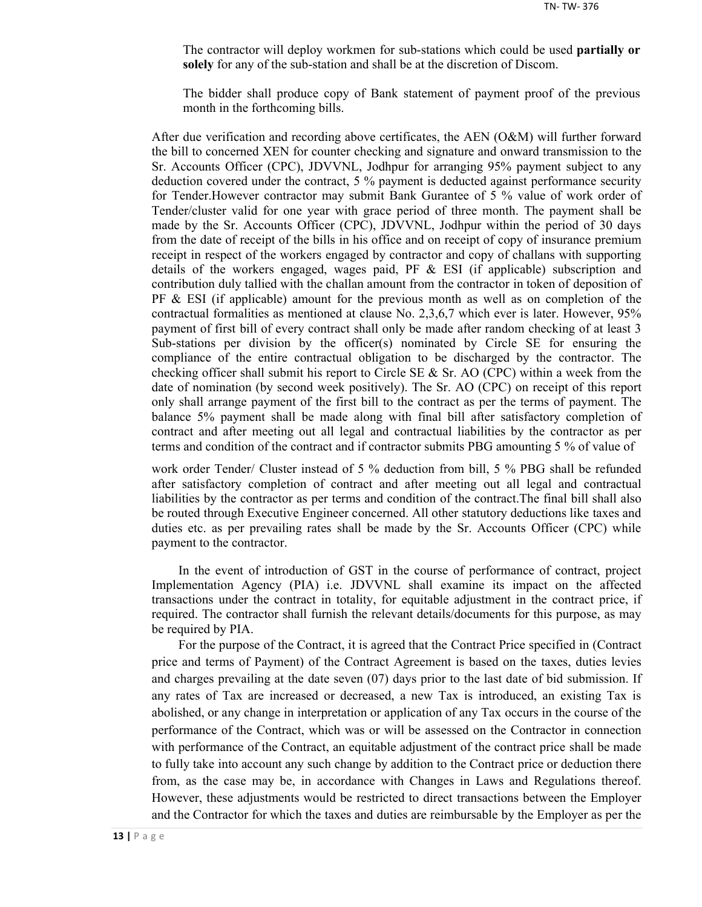The contractor will deploy workmen for sub-stations which could be used **partially or solely** for any of the sub-station and shall be at the discretion of Discom.

The bidder shall produce copy of Bank statement of payment proof of the previous month in the forthcoming bills.

After due verification and recording above certificates, the AEN (O&M) will further forward the bill to concerned XEN for counter checking and signature and onward transmission to the Sr. Accounts Officer (CPC), JDVVNL, Jodhpur for arranging 95% payment subject to any deduction covered under the contract, 5 % payment is deducted against performance security for Tender.However contractor may submit Bank Gurantee of 5 % value of work order of Tender/cluster valid for one year with grace period of three month. The payment shall be made by the Sr. Accounts Officer (CPC), JDVVNL, Jodhpur within the period of 30 days from the date of receipt of the bills in his office and on receipt of copy of insurance premium receipt in respect of the workers engaged by contractor and copy of challans with supporting details of the workers engaged, wages paid, PF & ESI (if applicable) subscription and contribution duly tallied with the challan amount from the contractor in token of deposition of PF & ESI (if applicable) amount for the previous month as well as on completion of the contractual formalities as mentioned at clause No. 2,3,6,7 which ever is later. However, 95% payment of first bill of every contract shall only be made after random checking of at least 3 Sub-stations per division by the officer(s) nominated by Circle SE for ensuring the compliance of the entire contractual obligation to be discharged by the contractor. The checking officer shall submit his report to Circle SE & Sr. AO (CPC) within a week from the date of nomination (by second week positively). The Sr. AO (CPC) on receipt of this report only shall arrange payment of the first bill to the contract as per the terms of payment. The balance 5% payment shall be made along with final bill after satisfactory completion of contract and after meeting out all legal and contractual liabilities by the contractor as per terms and condition of the contract and if contractor submits PBG amounting 5 % of value of work order Tender/ Cluster instead of 5 % deduction from bill, 5 % PBG shall be refunded after satisfactory completion of contract and after meeting out all legal and contractual liabilities by the contractor as per terms and condition of the contract.The final bill shall also be routed through Executive Engineer concerned. All other statutory deductions like taxes and duties etc. as per prevailing rates shall be made by the Sr. Accounts Officer (CPC) while payment to the contractor.

In the event of introduction of GST in the course of performance of contract, project Implementation Agency (PIA) i.e. JDVVNL shall examine its impact on the affected transactions under the contract in totality, for equitable adjustment in the contract price, if required. The contractor shall furnish the relevant details/documents for this purpose, as may be required by PIA.

For the purpose of the Contract, it is agreed that the Contract Price specified in (Contract price and terms of Payment) of the Contract Agreement is based on the taxes, duties levies and charges prevailing at the date seven (07) days prior to the last date of bid submission. If any rates of Tax are increased or decreased, a new Tax is introduced, an existing Tax is abolished, or any change in interpretation or application of any Tax occurs in the course of the performance of the Contract, which was or will be assessed on the Contractor in connection with performance of the Contract, an equitable adjustment of the contract price shall be made to fully take into account any such change by addition to the Contract price or deduction there from, as the case may be, in accordance with Changes in Laws and Regulations thereof. However, these adjustments would be restricted to direct transactions between the Employer and the Contractor for which the taxes and duties are reimbursable by the Employer as per the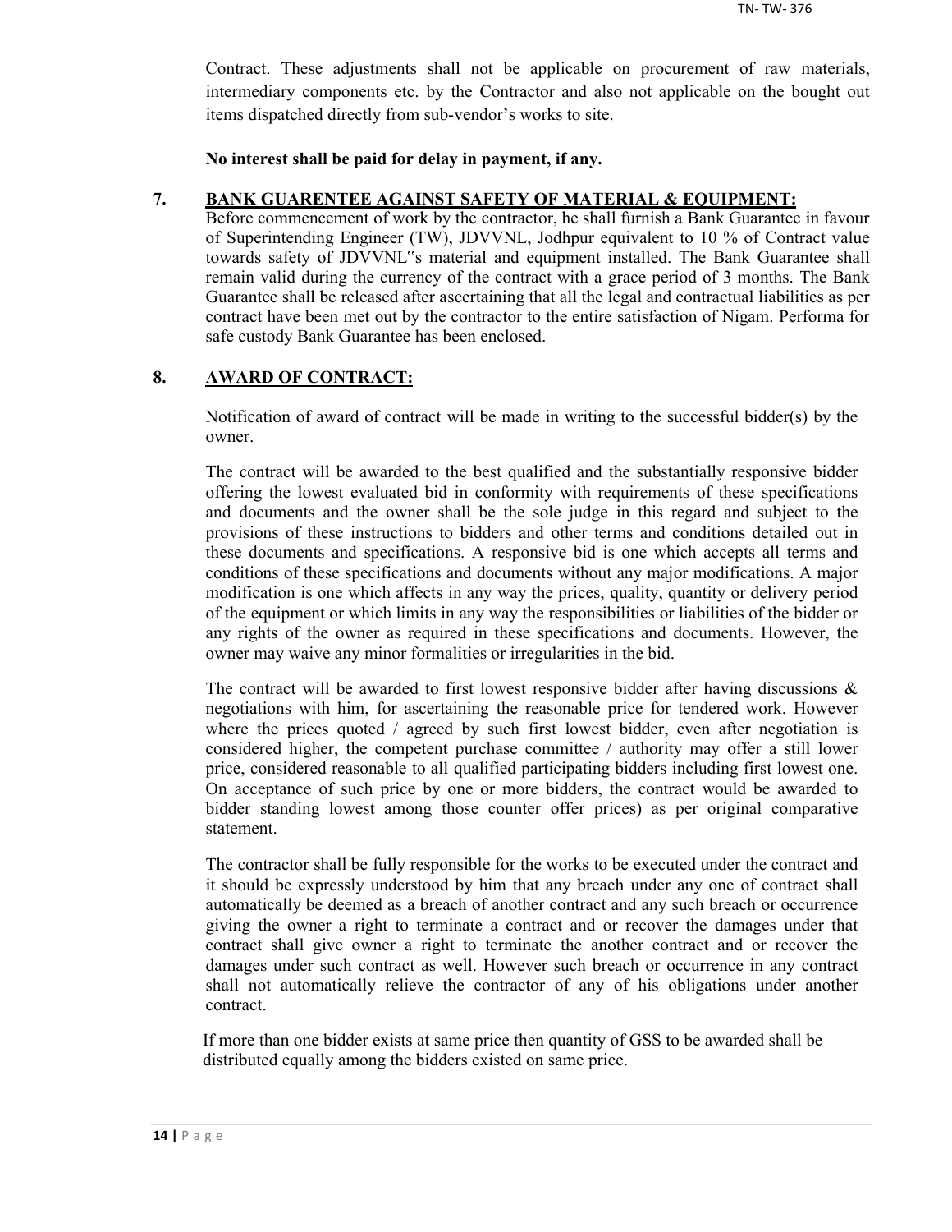Contract. These adjustments shall not be applicable on procurement of raw materials, intermediary components etc. by the Contractor and also not applicable on the bought out items dispatched directly from sub-vendor's works to site.

**No interest shall be paid for delay in payment, if any.**

## 7. BANK GUARENTEE AGAINST SAFETY OF MATERIAL & EQUIPMENT:

Before commencement of work by the contractor, he shall furnish a Bank Guarantee in favour of Superintending Engineer (TW), JDVVNL, Jodhpur equivalent to 10 % of Contract value towards safety of JDVVNL‟s material and equipment installed. The Bank Guarantee shall remain valid during the currency of the contract with a grace period of 3 months. The Bank Guarantee shall be released after ascertaining that all the legal and contractual liabilities as per contract have been met out by the contractor to the entire satisfaction of Nigam. Performa for safe custody Bank Guarantee has been enclosed.

## 8. AWARD OF CONTRACT:

Notification of award of contract will be made in writing to the successful bidder(s) by the owner.

The contract will be awarded to the best qualified and the substantially responsive bidder offering the lowest evaluated bid in conformity with requirements of these specifications and documents and the owner shall be the sole judge in this regard and subject to the provisions of these instructions to bidders and other terms and conditions detailed out in these documents and specifications. A responsive bid is one which accepts all terms and conditions of these specifications and documents without any major modifications. A major modification is one which affects in any way the prices, quality, quantity or delivery period of the equipment or which limits in any way the responsibilities or liabilities of the bidder or any rights of the owner as required in these specifications and documents. However, the owner may waive any minor formalities or irregularities in the bid.

The contract will be awarded to first lowest responsive bidder after having discussions & negotiations with him, for ascertaining the reasonable price for tendered work. However where the prices quoted / agreed by such first lowest bidder, even after negotiation is considered higher, the competent purchase committee / authority may offer a still lower price, considered reasonable to all qualified participating bidders including first lowest one. On acceptance of such price by one or more bidders, the contract would be awarded to bidder standing lowest among those counter offer prices) as per original comparative statement.

The contractor shall be fully responsible for the works to be executed under the contract and it should be expressly understood by him that any breach under any one of contract shall automatically be deemed as a breach of another contract and any such breach or occurrence giving the owner a right to terminate a contract and or recover the damages under that contract shall give owner a right to terminate the another contract and or recover the damages under such contract as well. However such breach or occurrence in any contract shall not automatically relieve the contractor of any of his obligations under another contract.

If more than one bidder exists at same price then quantity of GSS to be awarded shall be distributed equally among the bidders existed on same price.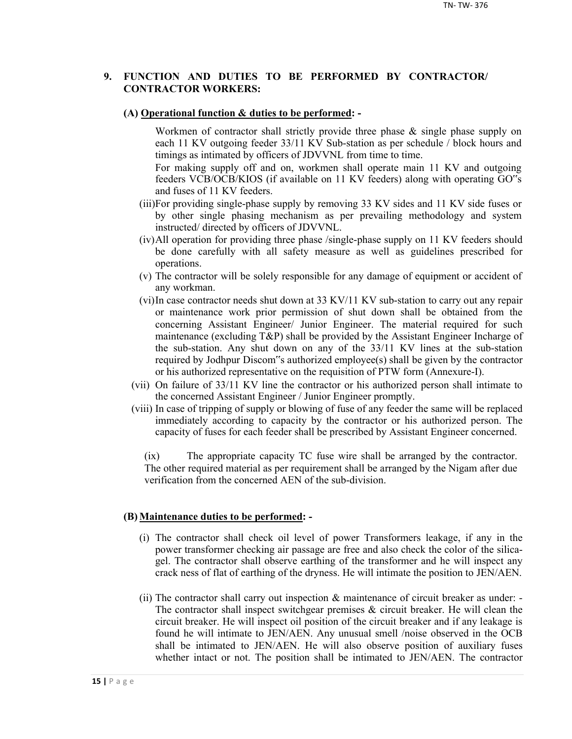## 9. FUNCTION AND DUTIES TO BE PERFORMED BY CONTRACTOR/ CONTRACTOR WORKERS:

### (A) Operational function & duties to be performed: -

Workmen of contractor shall strictly provide three phase & single phase supply on each 11 KV outgoing feeder 33/11 KV Sub-station as per schedule / block hours and timings as intimated by officers of JDVVNL from time to time.

For making supply off and on, workmen shall operate main 11 KV and outgoing feeders VCB/OCB/KIOS (if available on 11 KV feeders) along with operating GO‟s and fuses of 11 KV feeders.

(iii) For providing single-phase supply by removing 33 KV sides and 11 KV side fuses or by other single phasing mechanism as per prevailing methodology and system instructed/ directed by officers of JDVVNL.

(iv) All operation for providing three phase /single-phase supply on 11 KV feeders should be done carefully with all safety measure as well as guidelines prescribed for operations.

(v) The contractor will be solely responsible for any damage of equipment or accident of any workman.

(vi) In case contractor needs shut down at 33 KV/11 KV sub-station to carry out any repair or maintenance work prior permission of shut down shall be obtained from the concerning Assistant Engineer/ Junior Engineer. The material required for such maintenance (excluding T&P) shall be provided by the Assistant Engineer Incharge of the sub-station. Any shut down on any of the 33/11 KV lines at the sub-station required by Jodhpur Discom‟s authorized employee(s) shall be given by the contractor or his authorized representative on the requisition of PTW form (Annexure-I).

(vii) On failure of 33/11 KV line the contractor or his authorized person shall intimate to the concerned Assistant Engineer / Junior Engineer promptly.

(viii) In case of tripping of supply or blowing of fuse of any feeder the same will be replaced immediately according to capacity by the contractor or his authorized person. The capacity of fuses for each feeder shall be prescribed by Assistant Engineer concerned.

(ix) The appropriate capacity TC fuse wire shall be arranged by the contractor. The other required material as per requirement shall be arranged by the Nigam after due verification from the concerned AEN of the sub-division.

### (B) Maintenance duties to be performed: -

(i) The contractor shall check oil level of power Transformers leakage, if any in the power transformer checking air passage are free and also check the color of the silica-gel. The contractor shall observe earthing of the transformer and he will inspect any crack ness of flat of earthing of the dryness. He will intimate the position to JEN/AEN.

(ii) The contractor shall carry out inspection & maintenance of circuit breaker as under: - The contractor shall inspect switchgear premises & circuit breaker. He will clean the circuit breaker. He will inspect oil position of the circuit breaker and if any leakage is found he will intimate to JEN/AEN. Any unusual smell /noise observed in the OCB shall be intimated to JEN/AEN. He will also observe position of auxiliary fuses whether intact or not. The position shall be intimated to JEN/AEN. The contractor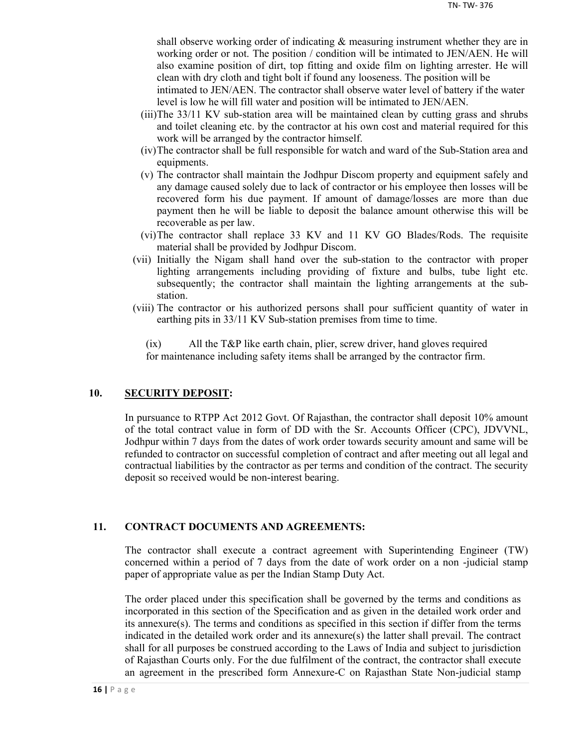shall observe working order of indicating & measuring instrument whether they are in working order or not. The position / condition will be intimated to JEN/AEN. He will also examine position of dirt, top fitting and oxide film on lighting arrester. He will clean with dry cloth and tight bolt if found any looseness. The position will be intimated to JEN/AEN. The contractor shall observe water level of battery if the water level is low he will fill water and position will be intimated to JEN/AEN.

(iii) The 33/11 KV sub-station area will be maintained clean by cutting grass and shrubs and toilet cleaning etc. by the contractor at his own cost and material required for this work will be arranged by the contractor himself.

(iv) The contractor shall be full responsible for watch and ward of the Sub-Station area and equipments.

(v) The contractor shall maintain the Jodhpur Discom property and equipment safely and any damage caused solely due to lack of contractor or his employee then losses will be recovered form his due payment. If amount of damage/losses are more than due payment then he will be liable to deposit the balance amount otherwise this will be recoverable as per law.

(vi) The contractor shall replace 33 KV and 11 KV GO Blades/Rods. The requisite material shall be provided by Jodhpur Discom.

(vii) Initially the Nigam shall hand over the sub-station to the contractor with proper lighting arrangements including providing of fixture and bulbs, tube light etc. subsequently; the contractor shall maintain the lighting arrangements at the sub-station.

(viii) The contractor or his authorized persons shall pour sufficient quantity of water in earthing pits in 33/11 KV Sub-station premises from time to time.

(ix) All the T&P like earth chain, plier, screw driver, hand gloves required for maintenance including safety items shall be arranged by the contractor firm.

## 10. SECURITY DEPOSIT:

In pursuance to RTPP Act 2012 Govt. Of Rajasthan, the contractor shall deposit 10% amount of the total contract value in form of DD with the Sr. Accounts Officer (CPC), JDVVNL, Jodhpur within 7 days from the dates of work order towards security amount and same will be refunded to contractor on successful completion of contract and after meeting out all legal and contractual liabilities by the contractor as per terms and condition of the contract. The security deposit so received would be non-interest bearing.

## 11. CONTRACT DOCUMENTS AND AGREEMENTS:

The contractor shall execute a contract agreement with Superintending Engineer (TW) concerned within a period of 7 days from the date of work order on a non -judicial stamp paper of appropriate value as per the Indian Stamp Duty Act.

The order placed under this specification shall be governed by the terms and conditions as incorporated in this section of the Specification and as given in the detailed work order and its annexure(s). The terms and conditions as specified in this section if differ from the terms indicated in the detailed work order and its annexure(s) the latter shall prevail. The contract shall for all purposes be construed according to the Laws of India and subject to jurisdiction of Rajasthan Courts only. For the due fulfilment of the contract, the contractor shall execute an agreement in the prescribed form Annexure-C on Rajasthan State Non-judicial stamp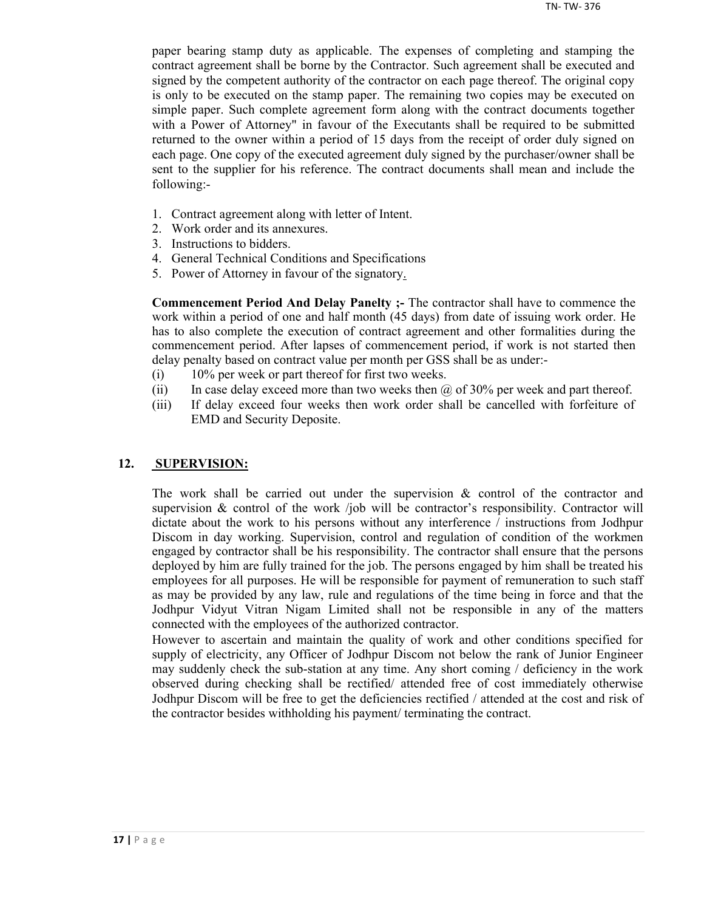paper bearing stamp duty as applicable. The expenses of completing and stamping the contract agreement shall be borne by the Contractor. Such agreement shall be executed and signed by the competent authority of the contractor on each page thereof. The original copy is only to be executed on the stamp paper. The remaining two copies may be executed on simple paper. Such complete agreement form along with the contract documents together with a Power of Attorney" in favour of the Executants shall be required to be submitted returned to the owner within a period of 15 days from the receipt of order duly signed on each page. One copy of the executed agreement duly signed by the purchaser/owner shall be sent to the supplier for his reference. The contract documents shall mean and include the following:-

1. Contract agreement along with letter of Intent.
2. Work order and its annexures.
3. Instructions to bidders.
4. General Technical Conditions and Specifications
5. Power of Attorney in favour of the signatory.

**Commencement Period And Delay Panelty ;-** The contractor shall have to commence the work within a period of one and half month (45 days) from date of issuing work order. He has to also complete the execution of contract agreement and other formalities during the commencement period. After lapses of commencement period, if work is not started then delay penalty based on contract value per month per GSS shall be as under:-

(i) 10% per week or part thereof for first two weeks.

(ii) In case delay exceed more than two weeks then @ of 30% per week and part thereof.

(iii) If delay exceed four weeks then work order shall be cancelled with forfeiture of EMD and Security Deposite.

## 12. SUPERVISION:

The work shall be carried out under the supervision & control of the contractor and supervision & control of the work /job will be contractor's responsibility. Contractor will dictate about the work to his persons without any interference / instructions from Jodhpur Discom in day working. Supervision, control and regulation of condition of the workmen engaged by contractor shall be his responsibility. The contractor shall ensure that the persons deployed by him are fully trained for the job. The persons engaged by him shall be treated his employees for all purposes. He will be responsible for payment of remuneration to such staff as may be provided by any law, rule and regulations of the time being in force and that the Jodhpur Vidyut Vitran Nigam Limited shall not be responsible in any of the matters connected with the employees of the authorized contractor.

However to ascertain and maintain the quality of work and other conditions specified for supply of electricity, any Officer of Jodhpur Discom not below the rank of Junior Engineer may suddenly check the sub-station at any time. Any short coming / deficiency in the work observed during checking shall be rectified/ attended free of cost immediately otherwise Jodhpur Discom will be free to get the deficiencies rectified / attended at the cost and risk of the contractor besides withholding his payment/ terminating the contract.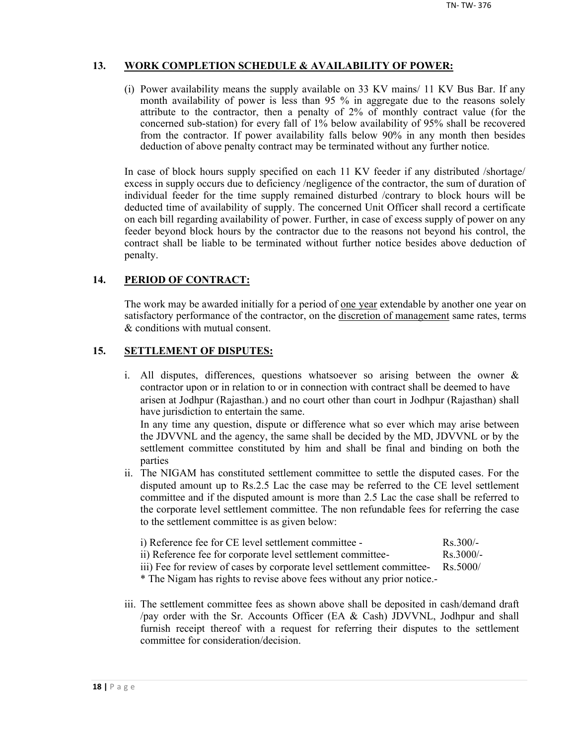## 13. WORK COMPLETION SCHEDULE & AVAILABILITY OF POWER:

(i) Power availability means the supply available on 33 KV mains/ 11 KV Bus Bar. If any month availability of power is less than 95 % in aggregate due to the reasons solely attribute to the contractor, then a penalty of 2% of monthly contract value (for the concerned sub-station) for every fall of 1% below availability of 95% shall be recovered from the contractor. If power availability falls below 90% in any month then besides deduction of above penalty contract may be terminated without any further notice.

In case of block hours supply specified on each 11 KV feeder if any distributed /shortage/ excess in supply occurs due to deficiency /negligence of the contractor, the sum of duration of individual feeder for the time supply remained disturbed /contrary to block hours will be deducted time of availability of supply. The concerned Unit Officer shall record a certificate on each bill regarding availability of power. Further, in case of excess supply of power on any feeder beyond block hours by the contractor due to the reasons not beyond his control, the contract shall be liable to be terminated without further notice besides above deduction of penalty.

## 14. PERIOD OF CONTRACT:

The work may be awarded initially for a period of <u>one year</u> extendable by another one year on satisfactory performance of the contractor, on the <u>discretion of management</u> same rates, terms & conditions with mutual consent.

## 15. SETTLEMENT OF DISPUTES:

i. All disputes, differences, questions whatsoever so arising between the owner & contractor upon or in relation to or in connection with contract shall be deemed to have arisen at Jodhpur (Rajasthan.) and no court other than court in Jodhpur (Rajasthan) shall have jurisdiction to entertain the same.
   In any time any question, dispute or difference what so ever which may arise between the JDVVNL and the agency, the same shall be decided by the MD, JDVVNL or by the settlement committee constituted by him and shall be final and binding on both the parties

ii. The NIGAM has constituted settlement committee to settle the disputed cases. For the disputed amount up to Rs.2.5 Lac the case may be referred to the CE level settlement committee and if the disputed amount is more than 2.5 Lac the case shall be referred to the corporate level settlement committee. The non refundable fees for referring the case to the settlement committee is as given below:

   i) Reference fee for CE level settlement committee - Rs.300/-
   ii) Reference fee for corporate level settlement committee- Rs.3000/-
   iii) Fee for review of cases by corporate level settlement committee- Rs.5000/
   * The Nigam has rights to revise above fees without any prior notice.-

iii. The settlement committee fees as shown above shall be deposited in cash/demand draft /pay order with the Sr. Accounts Officer (EA & Cash) JDVVNL, Jodhpur and shall furnish receipt thereof with a request for referring their disputes to the settlement committee for consideration/decision.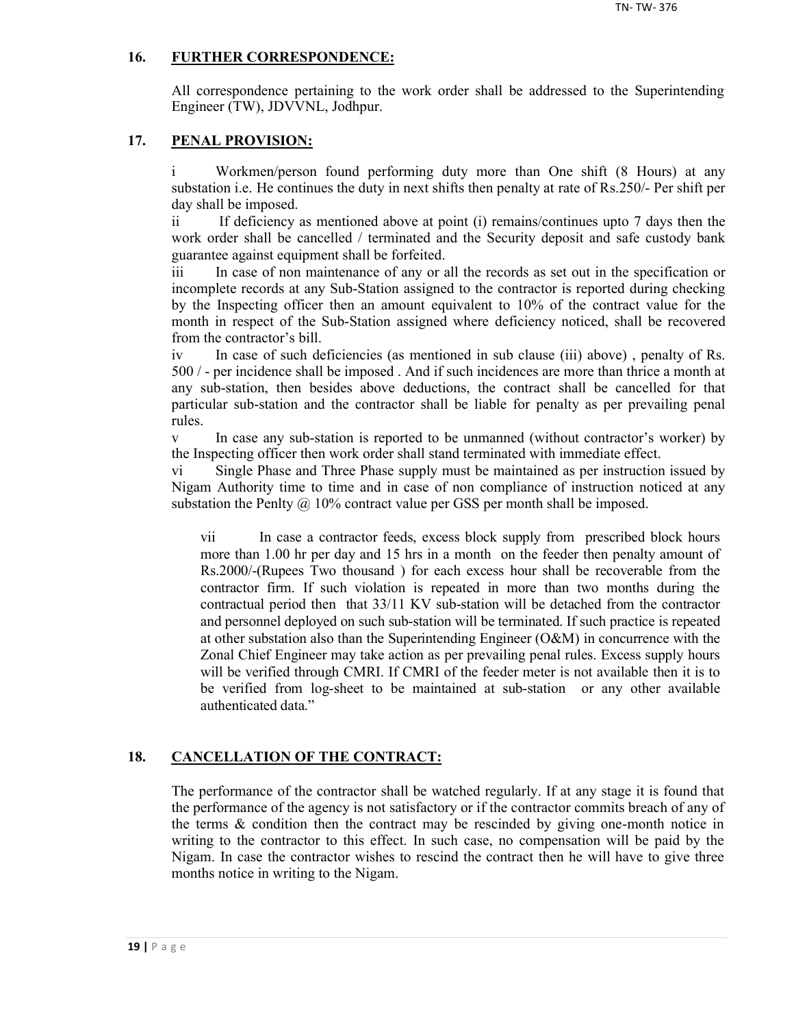## 16. FURTHER CORRESPONDENCE:

All correspondence pertaining to the work order shall be addressed to the Superintending Engineer (TW), JDVVNL, Jodhpur.

## 17. PENAL PROVISION:

i Workmen/person found performing duty more than One shift (8 Hours) at any substation i.e. He continues the duty in next shifts then penalty at rate of Rs.250/- Per shift per day shall be imposed.

ii If deficiency as mentioned above at point (i) remains/continues upto 7 days then the work order shall be cancelled / terminated and the Security deposit and safe custody bank guarantee against equipment shall be forfeited.

iii In case of non maintenance of any or all the records as set out in the specification or incomplete records at any Sub-Station assigned to the contractor is reported during checking by the Inspecting officer then an amount equivalent to 10% of the contract value for the month in respect of the Sub-Station assigned where deficiency noticed, shall be recovered from the contractor's bill.

iv In case of such deficiencies (as mentioned in sub clause (iii) above) , penalty of Rs. 500 / - per incidence shall be imposed . And if such incidences are more than thrice a month at any sub-station, then besides above deductions, the contract shall be cancelled for that particular sub-station and the contractor shall be liable for penalty as per prevailing penal rules.

v In case any sub-station is reported to be unmanned (without contractor's worker) by the Inspecting officer then work order shall stand terminated with immediate effect.

vi Single Phase and Three Phase supply must be maintained as per instruction issued by Nigam Authority time to time and in case of non compliance of instruction noticed at any substation the Penlty @ 10% contract value per GSS per month shall be imposed.

vii In case a contractor feeds, excess block supply from prescribed block hours more than 1.00 hr per day and 15 hrs in a month on the feeder then penalty amount of Rs.2000/-(Rupees Two thousand ) for each excess hour shall be recoverable from the contractor firm. If such violation is repeated in more than two months during the contractual period then that 33/11 KV sub-station will be detached from the contractor and personnel deployed on such sub-station will be terminated. If such practice is repeated at other substation also than the Superintending Engineer (O&M) in concurrence with the Zonal Chief Engineer may take action as per prevailing penal rules. Excess supply hours will be verified through CMRI. If CMRI of the feeder meter is not available then it is to be verified from log-sheet to be maintained at sub-station or any other available authenticated data."

## 18. CANCELLATION OF THE CONTRACT:

The performance of the contractor shall be watched regularly. If at any stage it is found that the performance of the agency is not satisfactory or if the contractor commits breach of any of the terms & condition then the contract may be rescinded by giving one-month notice in writing to the contractor to this effect. In such case, no compensation will be paid by the Nigam. In case the contractor wishes to rescind the contract then he will have to give three months notice in writing to the Nigam.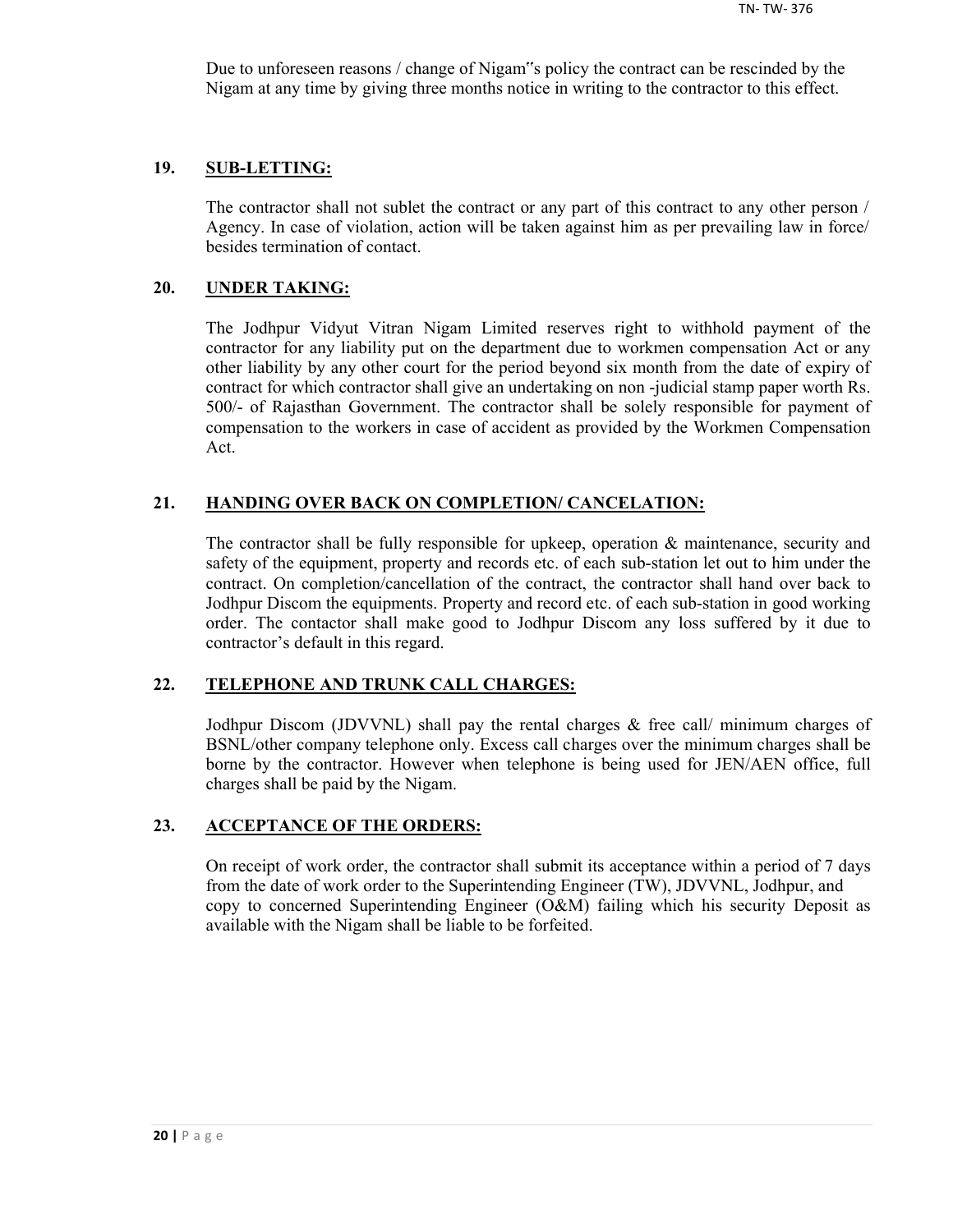Due to unforeseen reasons / change of Nigam‟s policy the contract can be rescinded by the Nigam at any time by giving three months notice in writing to the contractor to this effect.

**19. SUB-LETTING:**

The contractor shall not sublet the contract or any part of this contract to any other person / Agency. In case of violation, action will be taken against him as per prevailing law in force/ besides termination of contact.

**20. UNDER TAKING:**

The Jodhpur Vidyut Vitran Nigam Limited reserves right to withhold payment of the contractor for any liability put on the department due to workmen compensation Act or any other liability by any other court for the period beyond six month from the date of expiry of contract for which contractor shall give an undertaking on non -judicial stamp paper worth Rs. 500/- of Rajasthan Government. The contractor shall be solely responsible for payment of compensation to the workers in case of accident as provided by the Workmen Compensation Act.

**21. HANDING OVER BACK ON COMPLETION/ CANCELATION:**

The contractor shall be fully responsible for upkeep, operation & maintenance, security and safety of the equipment, property and records etc. of each sub-station let out to him under the contract. On completion/cancellation of the contract, the contractor shall hand over back to Jodhpur Discom the equipments. Property and record etc. of each sub-station in good working order. The contactor shall make good to Jodhpur Discom any loss suffered by it due to contractor's default in this regard.

**22. TELEPHONE AND TRUNK CALL CHARGES:**

Jodhpur Discom (JDVVNL) shall pay the rental charges & free call/ minimum charges of BSNL/other company telephone only. Excess call charges over the minimum charges shall be borne by the contractor. However when telephone is being used for JEN/AEN office, full charges shall be paid by the Nigam.

**23. ACCEPTANCE OF THE ORDERS:**

On receipt of work order, the contractor shall submit its acceptance within a period of 7 days from the date of work order to the Superintending Engineer (TW), JDVVNL, Jodhpur, and copy to concerned Superintending Engineer (O&M) failing which his security Deposit as available with the Nigam shall be liable to be forfeited.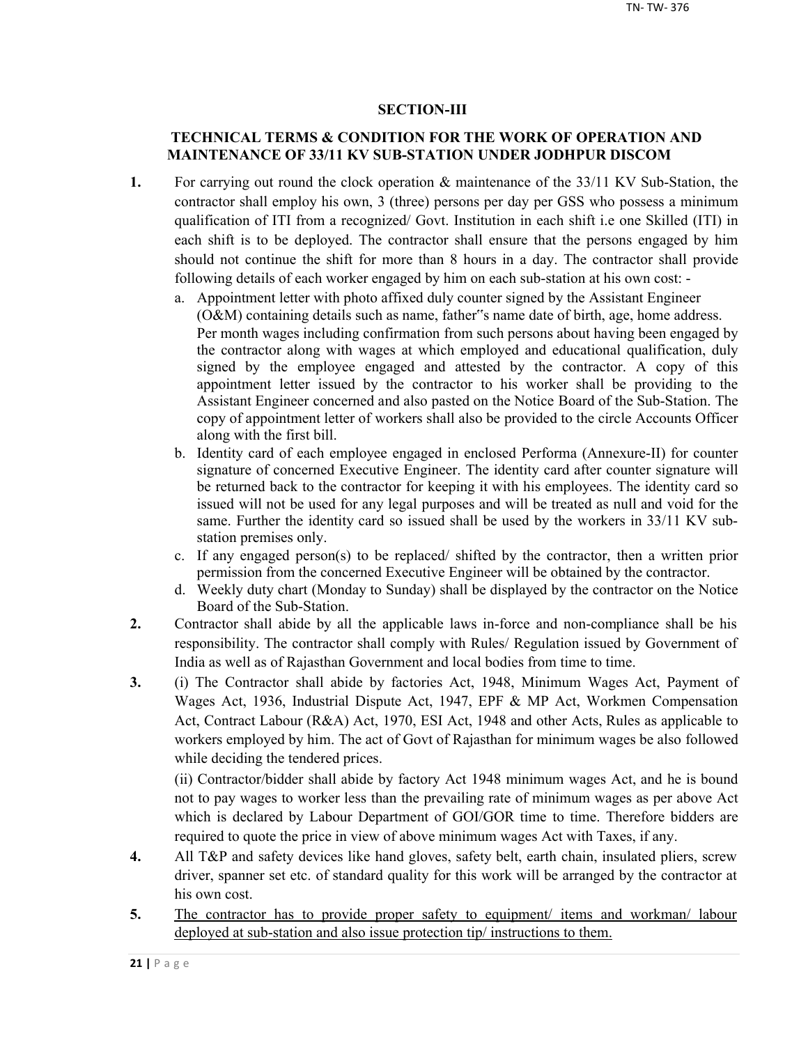## SECTION-III

### TECHNICAL TERMS & CONDITION FOR THE WORK OF OPERATION AND MAINTENANCE OF 33/11 KV SUB-STATION UNDER JODHPUR DISCOM

**1.** For carrying out round the clock operation & maintenance of the 33/11 KV Sub-Station, the contractor shall employ his own, 3 (three) persons per day per GSS who possess a minimum qualification of ITI from a recognized/ Govt. Institution in each shift i.e one Skilled (ITI) in each shift is to be deployed. The contractor shall ensure that the persons engaged by him should not continue the shift for more than 8 hours in a day. The contractor shall provide following details of each worker engaged by him on each sub-station at his own cost: -

a. Appointment letter with photo affixed duly counter signed by the Assistant Engineer (O&M) containing details such as name, father"s name date of birth, age, home address. Per month wages including confirmation from such persons about having been engaged by the contractor along with wages at which employed and educational qualification, duly signed by the employee engaged and attested by the contractor. A copy of this appointment letter issued by the contractor to his worker shall be providing to the Assistant Engineer concerned and also pasted on the Notice Board of the Sub-Station. The copy of appointment letter of workers shall also be provided to the circle Accounts Officer along with the first bill.

b. Identity card of each employee engaged in enclosed Performa (Annexure-II) for counter signature of concerned Executive Engineer. The identity card after counter signature will be returned back to the contractor for keeping it with his employees. The identity card so issued will not be used for any legal purposes and will be treated as null and void for the same. Further the identity card so issued shall be used by the workers in 33/11 KV sub-station premises only.

c. If any engaged person(s) to be replaced/ shifted by the contractor, then a written prior permission from the concerned Executive Engineer will be obtained by the contractor.

d. Weekly duty chart (Monday to Sunday) shall be displayed by the contractor on the Notice Board of the Sub-Station.

**2.** Contractor shall abide by all the applicable laws in-force and non-compliance shall be his responsibility. The contractor shall comply with Rules/ Regulation issued by Government of India as well as of Rajasthan Government and local bodies from time to time.

**3.** (i) The Contractor shall abide by factories Act, 1948, Minimum Wages Act, Payment of Wages Act, 1936, Industrial Dispute Act, 1947, EPF & MP Act, Workmen Compensation Act, Contract Labour (R&A) Act, 1970, ESI Act, 1948 and other Acts, Rules as applicable to workers employed by him. The act of Govt of Rajasthan for minimum wages be also followed while deciding the tendered prices.

(ii) Contractor/bidder shall abide by factory Act 1948 minimum wages Act, and he is bound not to pay wages to worker less than the prevailing rate of minimum wages as per above Act which is declared by Labour Department of GOI/GOR time to time. Therefore bidders are required to quote the price in view of above minimum wages Act with Taxes, if any.

**4.** All T&P and safety devices like hand gloves, safety belt, earth chain, insulated pliers, screw driver, spanner set etc. of standard quality for this work will be arranged by the contractor at his own cost.

**5.** <u>The contractor has to provide proper safety to equipment/ items and workman/ labour deployed at sub-station and also issue protection tip/ instructions to them.</u>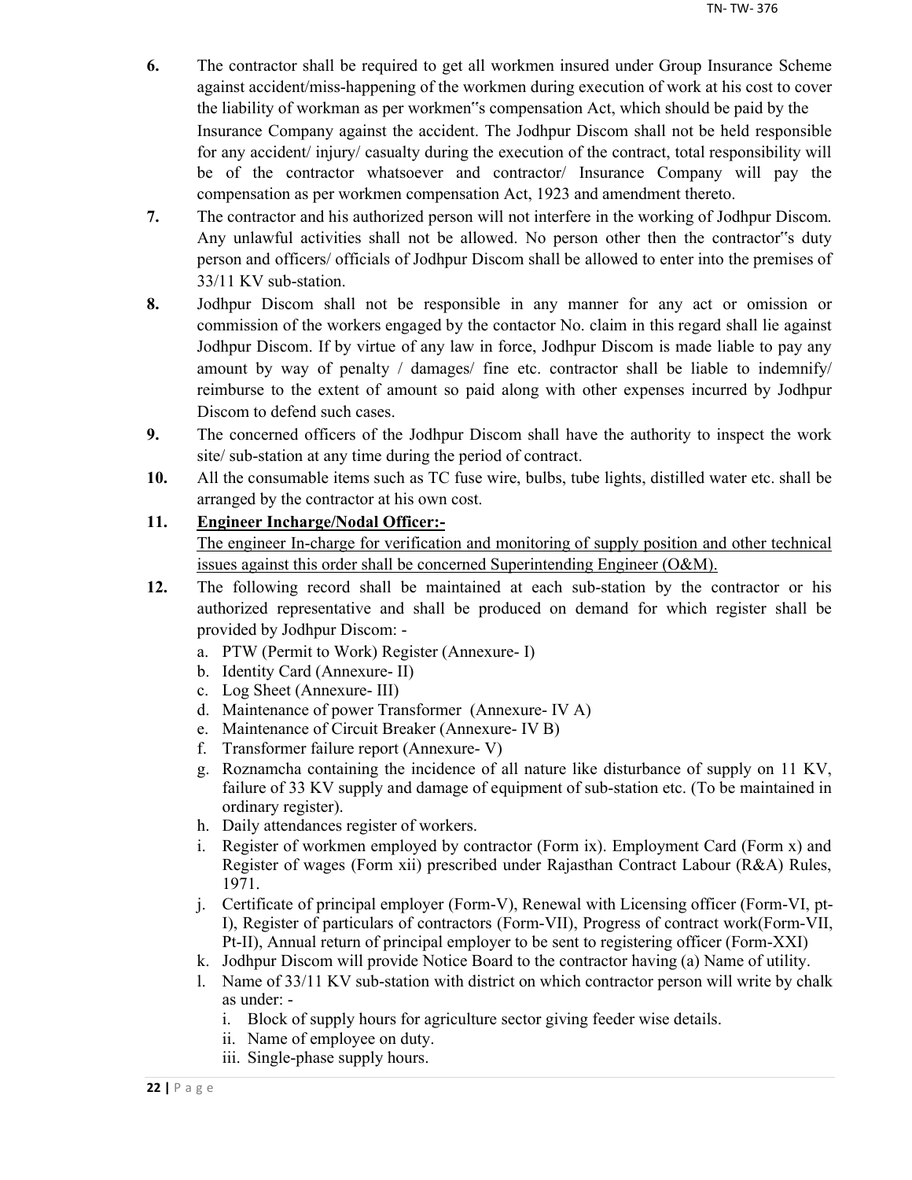6. The contractor shall be required to get all workmen insured under Group Insurance Scheme against accident/miss-happening of the workmen during execution of work at his cost to cover the liability of workman as per workmen"s compensation Act, which should be paid by the Insurance Company against the accident. The Jodhpur Discom shall not be held responsible for any accident/ injury/ casualty during the execution of the contract, total responsibility will be of the contractor whatsoever and contractor/ Insurance Company will pay the compensation as per workmen compensation Act, 1923 and amendment thereto.

7. The contractor and his authorized person will not interfere in the working of Jodhpur Discom. Any unlawful activities shall not be allowed. No person other then the contractor"s duty person and officers/ officials of Jodhpur Discom shall be allowed to enter into the premises of 33/11 KV sub-station.

8. Jodhpur Discom shall not be responsible in any manner for any act or omission or commission of the workers engaged by the contactor No. claim in this regard shall lie against Jodhpur Discom. If by virtue of any law in force, Jodhpur Discom is made liable to pay any amount by way of penalty / damages/ fine etc. contractor shall be liable to indemnify/ reimburse to the extent of amount so paid along with other expenses incurred by Jodhpur Discom to defend such cases.

9. The concerned officers of the Jodhpur Discom shall have the authority to inspect the work site/ sub-station at any time during the period of contract.

10. All the consumable items such as TC fuse wire, bulbs, tube lights, distilled water etc. shall be arranged by the contractor at his own cost.

11. **Engineer Incharge/Nodal Officer:-**

    The engineer In-charge for verification and monitoring of supply position and other technical issues against this order shall be concerned Superintending Engineer (O&M).

12. The following record shall be maintained at each sub-station by the contractor or his authorized representative and shall be produced on demand for which register shall be provided by Jodhpur Discom: -

    a. PTW (Permit to Work) Register (Annexure- I)
    b. Identity Card (Annexure- II)
    c. Log Sheet (Annexure- III)
    d. Maintenance of power Transformer (Annexure- IV A)
    e. Maintenance of Circuit Breaker (Annexure- IV B)
    f. Transformer failure report (Annexure- V)
    g. Roznamcha containing the incidence of all nature like disturbance of supply on 11 KV, failure of 33 KV supply and damage of equipment of sub-station etc. (To be maintained in ordinary register).
    h. Daily attendances register of workers.
    i. Register of workmen employed by contractor (Form ix). Employment Card (Form x) and Register of wages (Form xii) prescribed under Rajasthan Contract Labour (R&A) Rules, 1971.
    j. Certificate of principal employer (Form-V), Renewal with Licensing officer (Form-VI, pt-I), Register of particulars of contractors (Form-VII), Progress of contract work(Form-VII, Pt-II), Annual return of principal employer to be sent to registering officer (Form-XXI)
    k. Jodhpur Discom will provide Notice Board to the contractor having (a) Name of utility.
    l. Name of 33/11 KV sub-station with district on which contractor person will write by chalk as under: -
        i. Block of supply hours for agriculture sector giving feeder wise details.
        ii. Name of employee on duty.
        iii. Single-phase supply hours.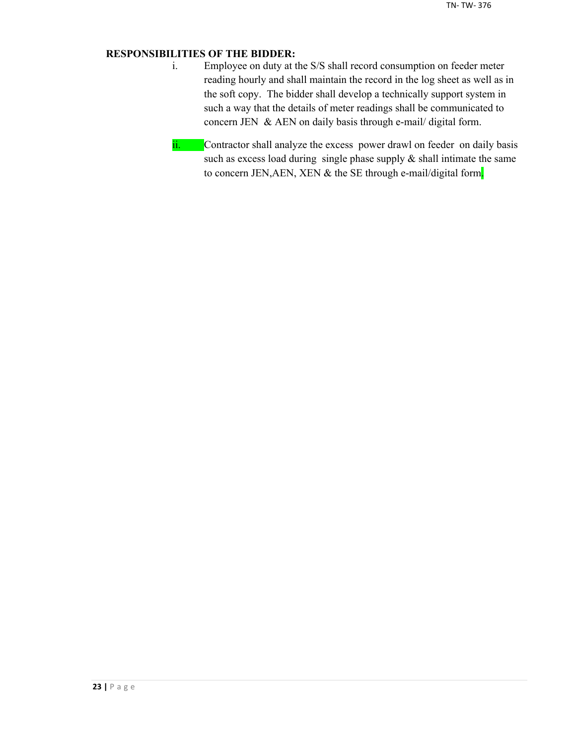**RESPONSIBILITIES OF THE BIDDER:**

i. Employee on duty at the S/S shall record consumption on feeder meter reading hourly and shall maintain the record in the log sheet as well as in the soft copy. The bidder shall develop a technically support system in such a way that the details of meter readings shall be communicated to concern JEN & AEN on daily basis through e-mail/ digital form.

ii. Contractor shall analyze the excess power drawl on feeder on daily basis such as excess load during single phase supply & shall intimate the same to concern JEN,AEN, XEN & the SE through e-mail/digital form.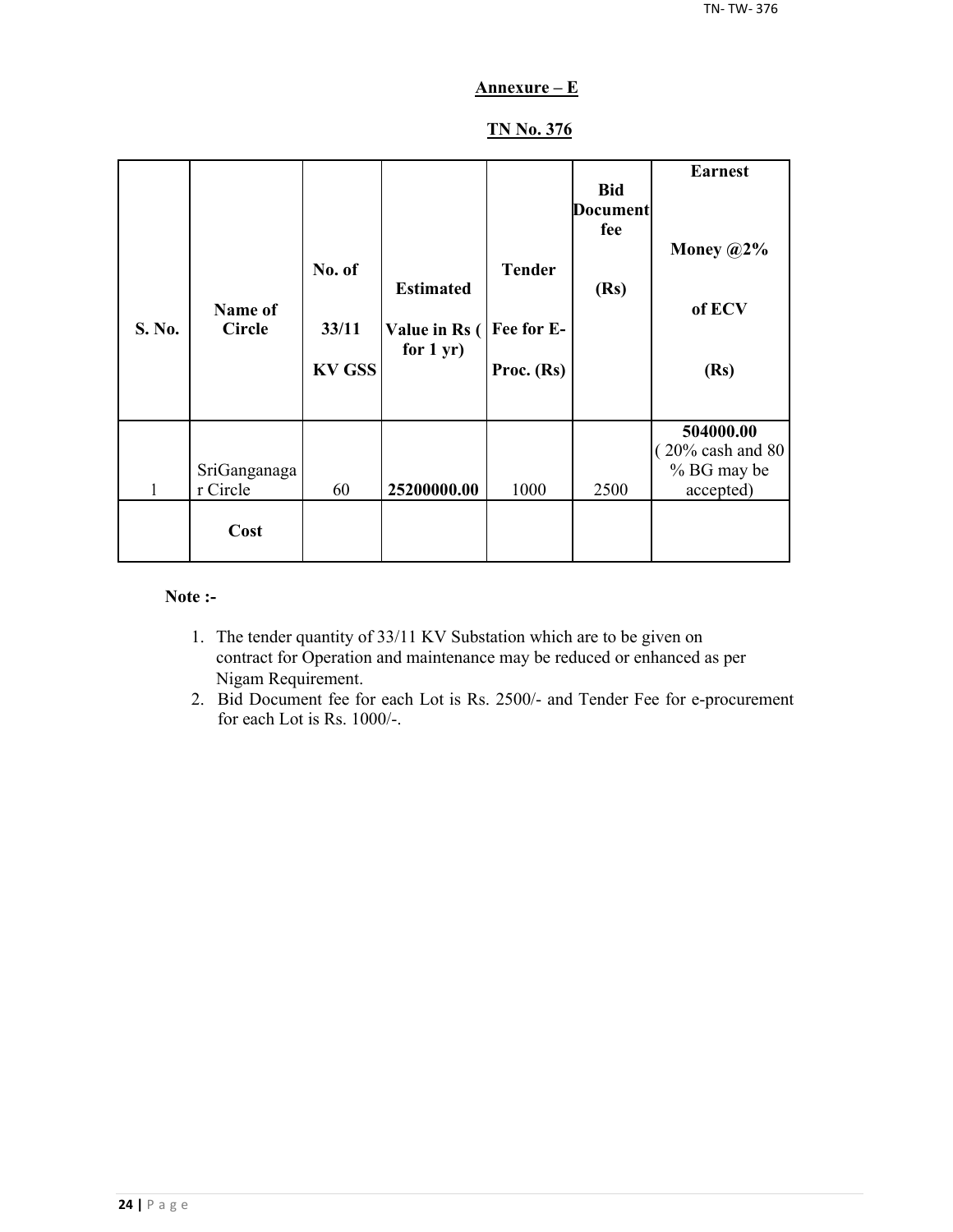## Annexure – E

## TN No. 376

| S. No. | Name of Circle | No. of 33/11 KV GSS | Estimated Value in Rs ( for 1 yr) | Tender Fee for E-Proc. (Rs) | Bid Document fee (Rs) | Earnest Money @2% of ECV (Rs) |
|---|---|---|---|---|---|---|
| 1 | SriGanganagar Circle | 60 | **25200000.00** | 1000 | 2500 | **504000.00** ( 20% cash and 80 % BG may be accepted) |
| | **Cost** | | | | | |

**Note :-**

1. The tender quantity of 33/11 KV Substation which are to be given on contract for Operation and maintenance may be reduced or enhanced as per Nigam Requirement.
2. Bid Document fee for each Lot is Rs. 2500/- and Tender Fee for e-procurement for each Lot is Rs. 1000/-.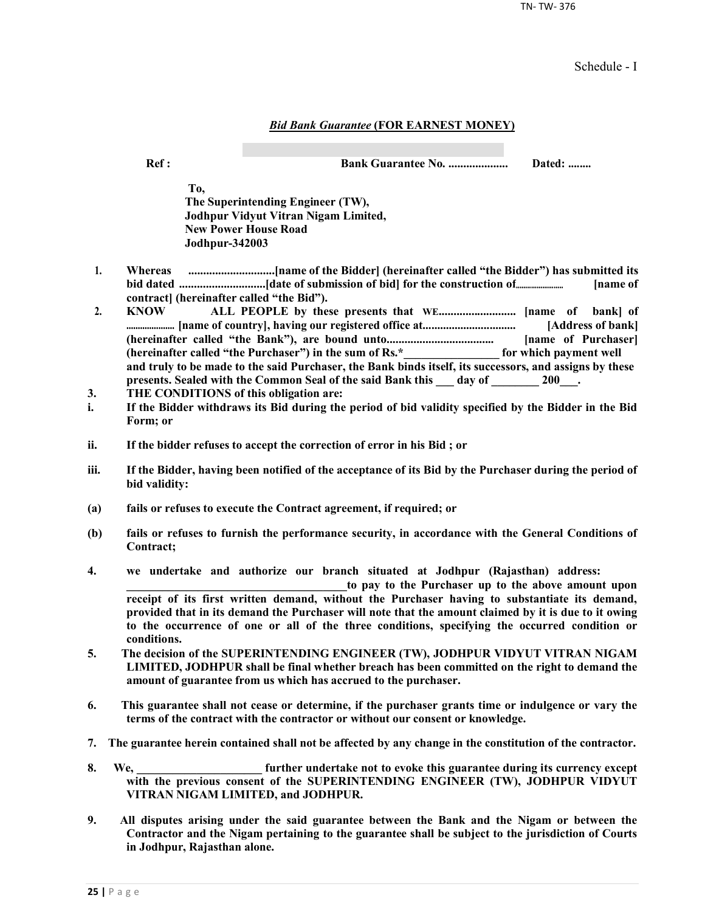Schedule - I

## ***Bid Bank Guarantee* (FOR EARNEST MONEY)**

**Ref : Bank Guarantee No. .................... Dated: ........**

**To,**
**The Superintending Engineer (TW),**
**Jodhpur Vidyut Vitran Nigam Limited,**
**New Power House Road**
**Jodhpur-342003**

1. **Whereas .............................[name of the Bidder] (hereinafter called "the Bidder") has submitted its bid dated .............................[date of submission of bid] for the construction of........................ [name of contract] (hereinafter called "the Bid").**
2. **KNOW ALL PEOPLE by these presents that WE.......................... [name of bank] of ..................... [name of country], having our registered office at............................... [Address of bank] (hereinafter called "the Bank"), are bound unto.................................... [name of Purchaser] (hereinafter called "the Purchaser") in the sum of Rs.*________________ for which payment well and truly to be made to the said Purchaser, the Bank binds itself, its successors, and assigns by these presents. Sealed with the Common Seal of the said Bank this ___ day of ________ 200___.**
3. **THE CONDITIONS of this obligation are:**

**i. If the Bidder withdraws its Bid during the period of bid validity specified by the Bidder in the Bid Form; or**

**ii. If the bidder refuses to accept the correction of error in his Bid ; or**

**iii. If the Bidder, having been notified of the acceptance of its Bid by the Purchaser during the period of bid validity:**

**(a) fails or refuses to execute the Contract agreement, if required; or**

**(b) fails or refuses to furnish the performance security, in accordance with the General Conditions of Contract;**

4. **we undertake and authorize our branch situated at Jodhpur (Rajasthan) address: ______________________________________to pay to the Purchaser up to the above amount upon receipt of its first written demand, without the Purchaser having to substantiate its demand, provided that in its demand the Purchaser will note that the amount claimed by it is due to it owing to the occurrence of one or all of the three conditions, specifying the occurred condition or conditions.**
5. **The decision of the SUPERINTENDING ENGINEER (TW), JODHPUR VIDYUT VITRAN NIGAM LIMITED, JODHPUR shall be final whether breach has been committed on the right to demand the amount of guarantee from us which has accrued to the purchaser.**
6. **This guarantee shall not cease or determine, if the purchaser grants time or indulgence or vary the terms of the contract with the contractor or without our consent or knowledge.**
7. **The guarantee herein contained shall not be affected by any change in the constitution of the contractor.**
8. **We, _____________________ further undertake not to evoke this guarantee during its currency except with the previous consent of the SUPERINTENDING ENGINEER (TW), JODHPUR VIDYUT VITRAN NIGAM LIMITED, and JODHPUR.**
9. **All disputes arising under the said guarantee between the Bank and the Nigam or between the Contractor and the Nigam pertaining to the guarantee shall be subject to the jurisdiction of Courts in Jodhpur, Rajasthan alone.**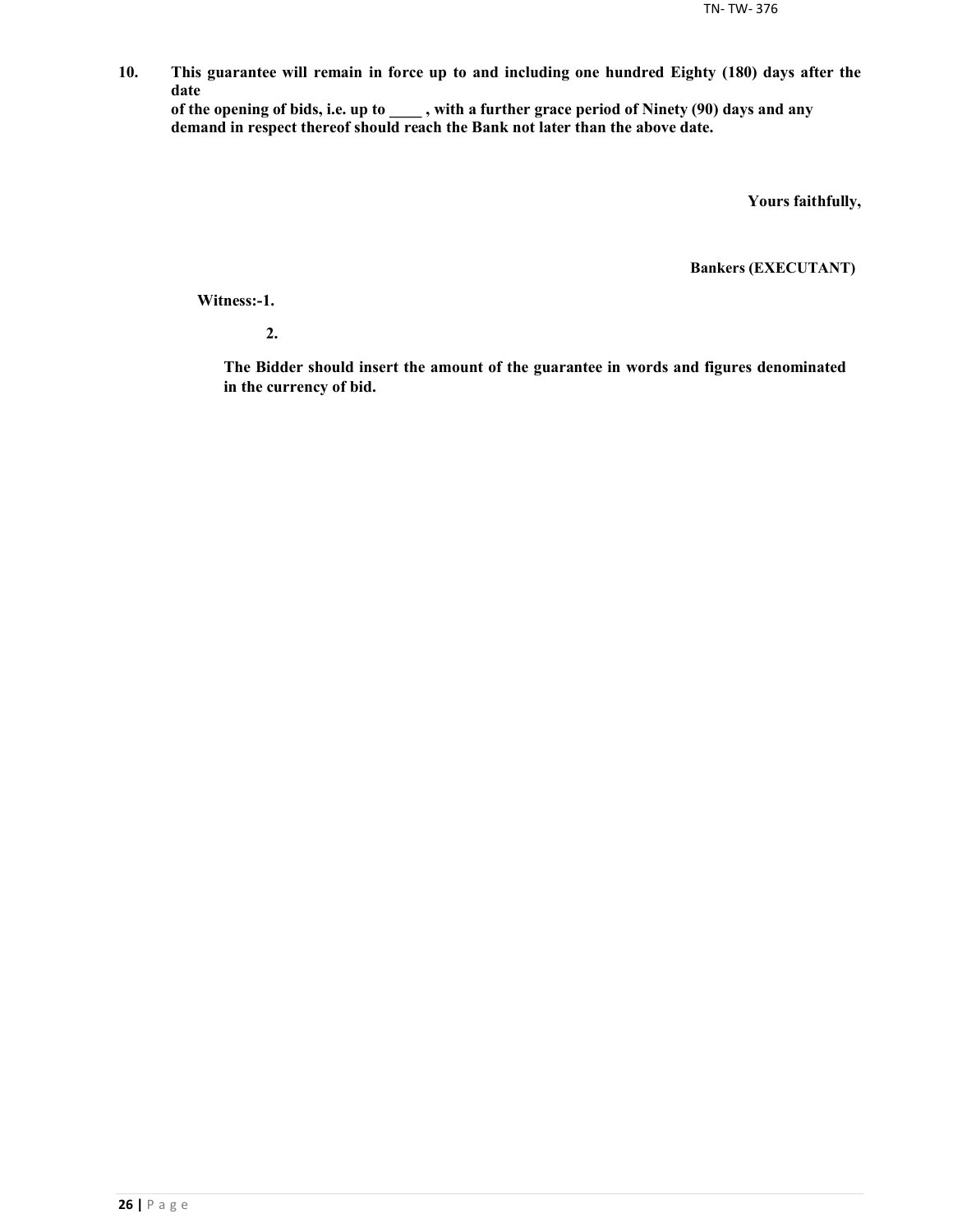**10. This guarantee will remain in force up to and including one hundred Eighty (180) days after the date of the opening of bids, i.e. up to ____ , with a further grace period of Ninety (90) days and any demand in respect thereof should reach the Bank not later than the above date.**

**Yours faithfully,**

**Bankers (EXECUTANT)**

**Witness:-1.**

**2.**

**The Bidder should insert the amount of the guarantee in words and figures denominated in the currency of bid.**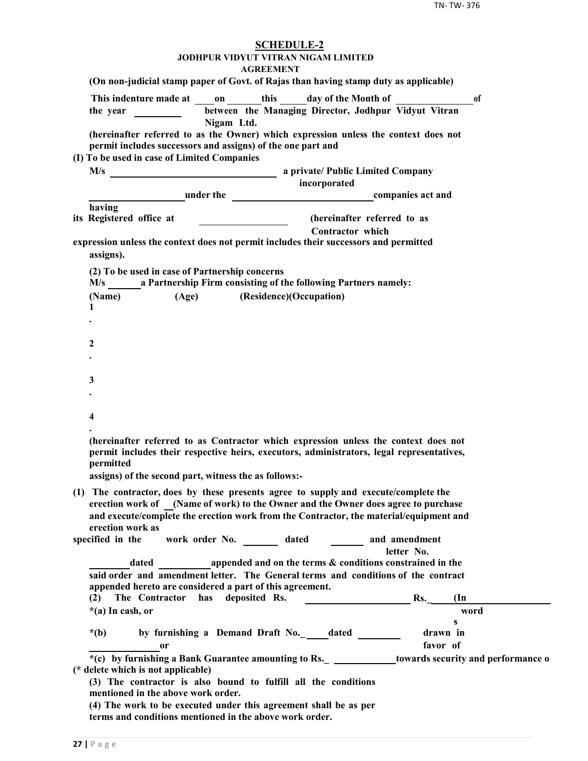# SCHEDULE-2

## JODHPUR VIDYUT VITRAN NIGAM LIMITED

## AGREEMENT

**(On non-judicial stamp paper of Govt. of Rajas than having stamp duty as applicable)**

**This indenture made at \_\_\_\_on \_\_\_\_\_\_this \_\_\_\_\_day of the Month of \_\_\_\_\_\_\_\_\_\_\_\_\_\_\_ of the year \_\_\_\_\_\_\_\_\_ between the Managing Director, Jodhpur Vidyut Vitran Nigam Ltd.**

**(hereinafter referred to as the Owner) which expression unless the context does not permit includes successors and assigns) of the one part and**

**(I) To be used in case of Limited Companies**

**M/s \_\_\_\_\_\_\_\_\_\_\_\_\_\_\_\_\_\_\_\_\_\_\_\_\_\_\_\_\_\_\_\_ a private/ Public Limited Company incorporated \_\_\_\_\_\_\_\_\_\_\_\_\_\_\_\_\_\_\_under the \_\_\_\_\_\_\_\_\_\_\_\_\_\_\_\_\_\_\_\_\_\_\_\_\_\_\_\_companies act and having its Registered office at \_\_\_\_\_\_\_\_\_\_\_\_\_\_\_\_\_\_ (hereinafter referred to as Contractor which expression unless the context does not permit includes their successors and permitted assigns).**

**(2) To be used in case of Partnership concerns**

**M/s \_\_\_\_\_\_a Partnership Firm consisting of the following Partners namely:**

**(Name) (Age) (Residence)(Occupation)**

**1.**

**2.**

**3.**

**4.**

**(hereinafter referred to as Contractor which expression unless the context does not permit includes their respective heirs, executors, administrators, legal representatives, permitted assigns) of the second part, witness the as follows:-**

**(1) The contractor, does by these presents agree to supply and execute/complete the erection work of \_\_(Name of work) to the Owner and the Owner does agree to purchase and execute/complete the erection work from the Contractor, the material/equipment and erection work as specified in the work order No. \_\_\_\_\_\_\_ dated \_\_\_\_\_\_\_ and amendment letter No. \_\_\_\_\_\_\_\_dated \_\_\_\_\_\_\_\_\_\_appended and on the terms & conditions constrained in the said order and amendment letter. The General terms and conditions of the contract appended hereto are considered a part of this agreement.**

**(2) The Contractor has deposited Rs. \_\_\_\_\_\_\_\_\_\_\_\_\_\_\_\_\_\_\_\_ Rs.\_\_\_\_\_(In words \_\_\_\_\_\_\_\_\_\_\_\_\_\_\_\_\_\_)**

**\*(a) In cash, or**

**\*(b) by furnishing a Demand Draft No.\_\_\_\_\_dated \_\_\_\_\_\_\_\_\_ drawn in favor of \_\_\_\_\_\_\_\_\_\_\_\_\_\_\_or**

**\*(c) by furnishing a Bank Guarantee amounting to Rs.\_ \_\_\_\_\_\_\_\_\_\_\_\_\_towards security and performance o**

**(\* delete which is not applicable)**

**(3) The contractor is also bound to fulfill all the conditions mentioned in the above work order.**

**(4) The work to be executed under this agreement shall be as per terms and conditions mentioned in the above work order.**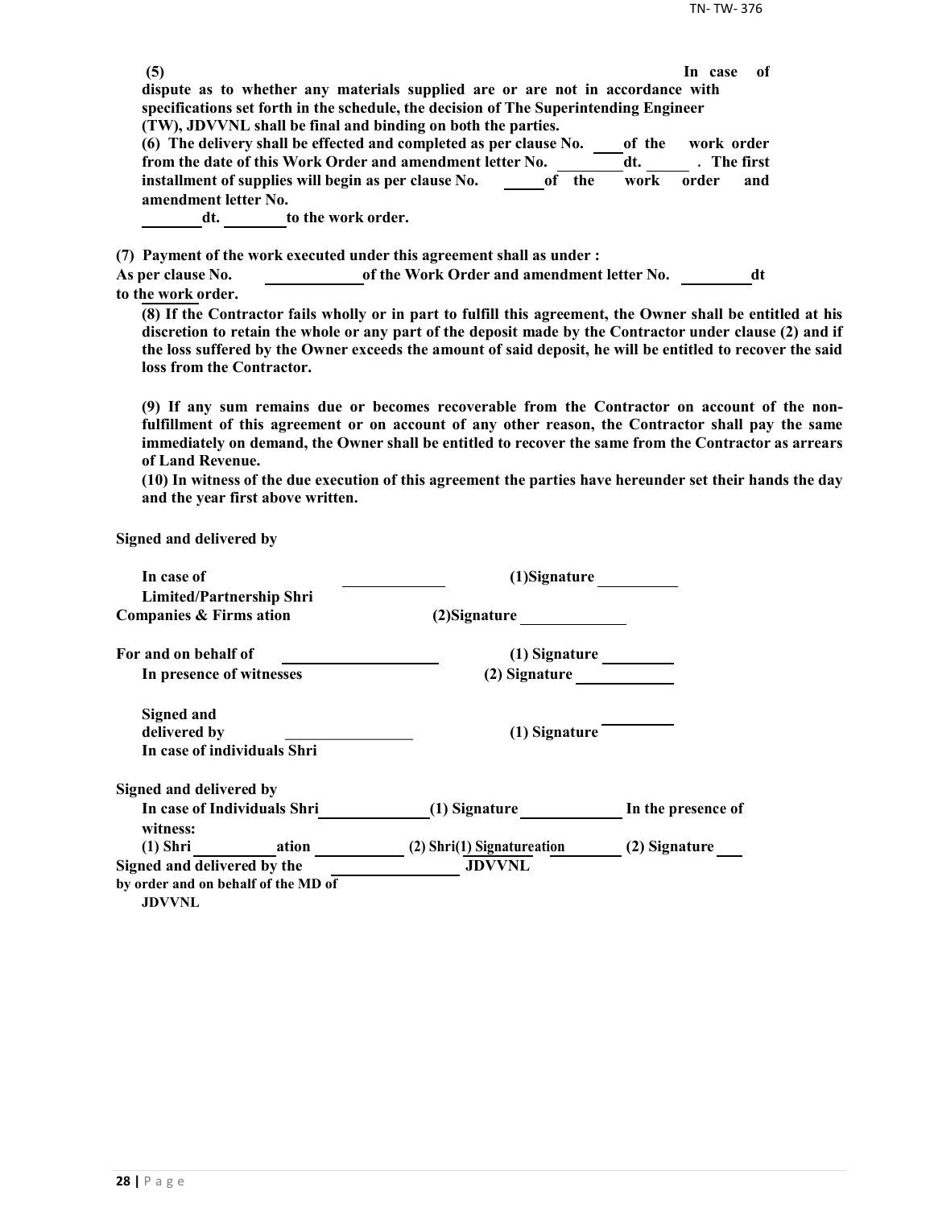**(5) In case of dispute as to whether any materials supplied are or are not in accordance with specifications set forth in the schedule, the decision of The Superintending Engineer (TW), JDVVNL shall be final and binding on both the parties.**

**(6) The delivery shall be effected and completed as per clause No. ____ of the work order from the date of this Work Order and amendment letter No. ________ dt. ______ . The first installment of supplies will begin as per clause No. _____ of the work order and amendment letter No. ________ dt. ________ to the work order.**

**(7) Payment of the work executed under this agreement shall as under :**
**As per clause No. ____________ of the Work Order and amendment letter No. _________ dt to the work order.**

**(8) If the Contractor fails wholly or in part to fulfill this agreement, the Owner shall be entitled at his discretion to retain the whole or any part of the deposit made by the Contractor under clause (2) and if the loss suffered by the Owner exceeds the amount of said deposit, he will be entitled to recover the said loss from the Contractor.**

**(9) If any sum remains due or becomes recoverable from the Contractor on account of the non-fulfillment of this agreement or on account of any other reason, the Contractor shall pay the same immediately on demand, the Owner shall be entitled to recover the same from the Contractor as arrears of Land Revenue.**

**(10) In witness of the due execution of this agreement the parties have hereunder set their hands the day and the year first above written.**

**Signed and delivered by**

**In case of Limited/Partnership Shri ____________ (1)Signature __________**
**Companies & Firms ation (2)Signature _____________**

**For and on behalf of ____________________ (1) Signature _________**
**In presence of witnesses (2) Signature ____________**

**Signed and delivered by ________________ (1) Signature _________**
**In case of individuals Shri**

**Signed and delivered by**
**In case of Individuals Shri ______________ (1) Signature ____________ In the presence of witness:**
**(1) Shri __________ ation ___________ (2) Shri(1) Signatureation ________ (2) Signature ___**
**Signed and delivered by the ________________ JDVVNL**
**by order and on behalf of the MD of JDVVNL**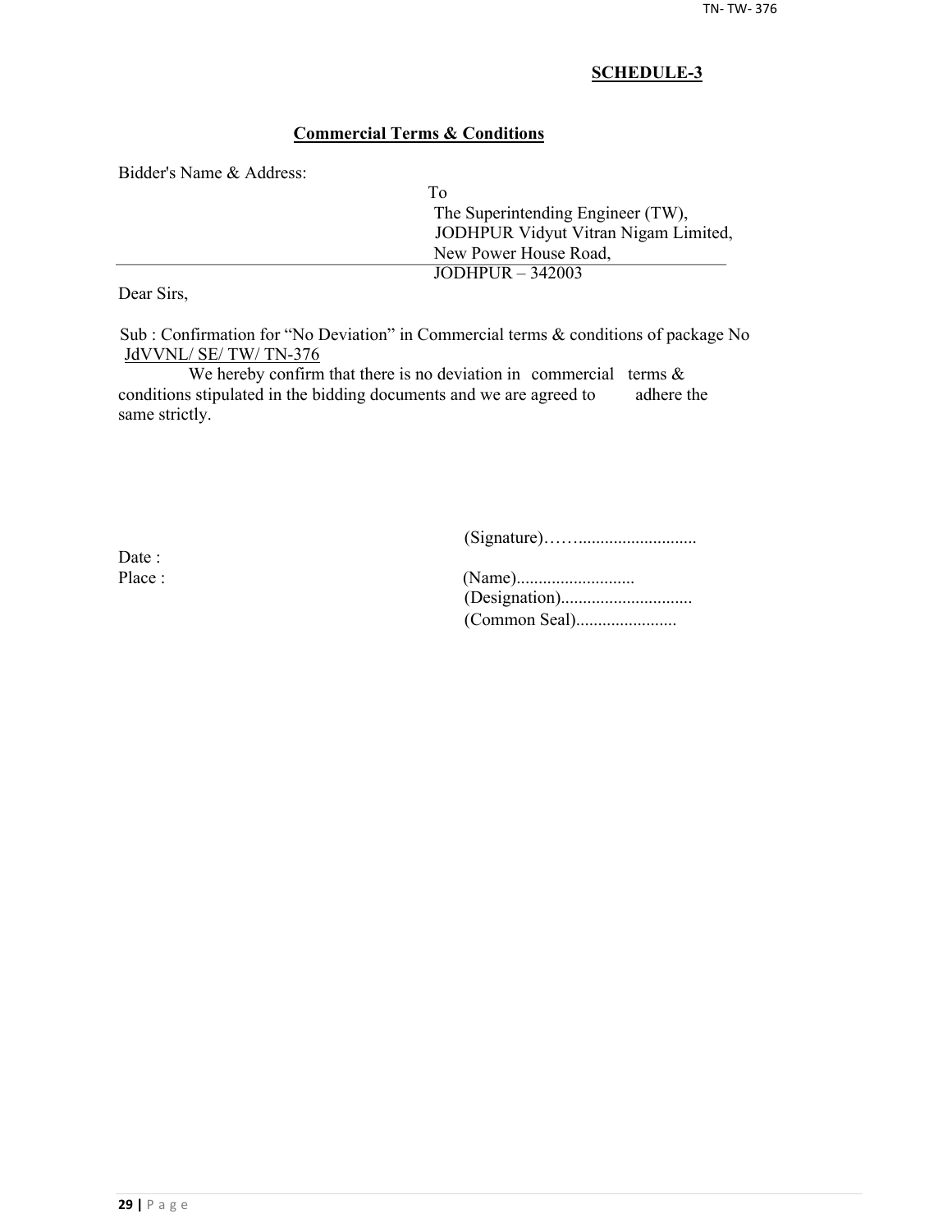## SCHEDULE-3

### Commercial Terms & Conditions

Bidder's Name & Address:

To
The Superintending Engineer (TW),
JODHPUR Vidyut Vitran Nigam Limited,
New Power House Road,
JODHPUR – 342003

Dear Sirs,

Sub : Confirmation for "No Deviation" in Commercial terms & conditions of package No JdVVNL/ SE/ TW/ TN-376

We hereby confirm that there is no deviation in commercial terms & conditions stipulated in the bidding documents and we are agreed to adhere the same strictly.

(Signature)……..........................

Date :

Place :

(Name)..........................

(Designation).............................

(Common Seal).......................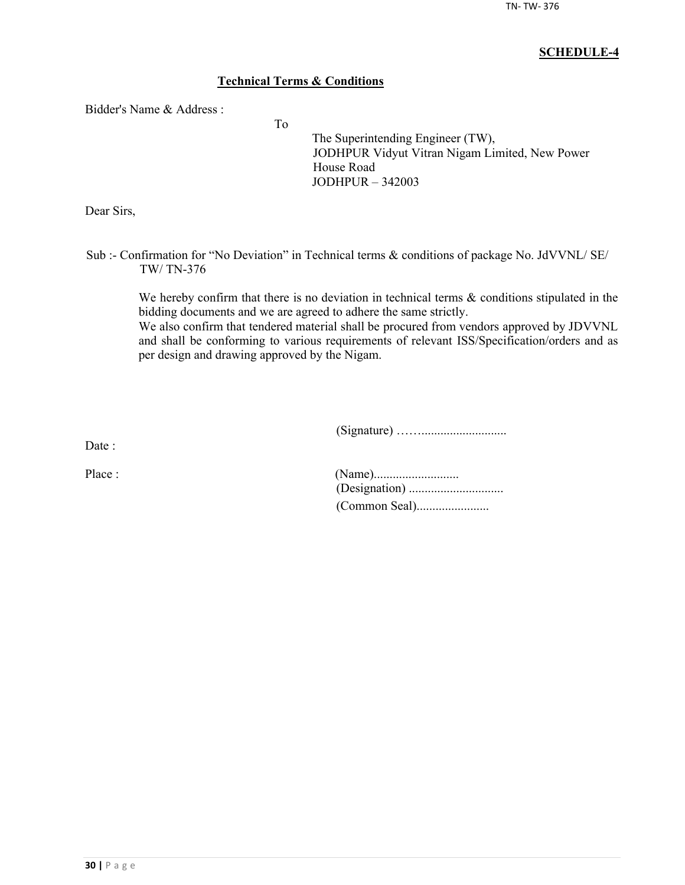**SCHEDULE-4**

**Technical Terms & Conditions**

Bidder's Name & Address :

To

The Superintending Engineer (TW),
JODHPUR Vidyut Vitran Nigam Limited, New Power House Road
JODHPUR – 342003

Dear Sirs,

Sub :- Confirmation for "No Deviation" in Technical terms & conditions of package No. JdVVNL/ SE/ TW/ TN-376

We hereby confirm that there is no deviation in technical terms & conditions stipulated in the bidding documents and we are agreed to adhere the same strictly.
We also confirm that tendered material shall be procured from vendors approved by JDVVNL and shall be conforming to various requirements of relevant ISS/Specification/orders and as per design and drawing approved by the Nigam.

(Signature) ……..........................

Date :

Place :

(Name)...........................
(Designation) .............................
(Common Seal).......................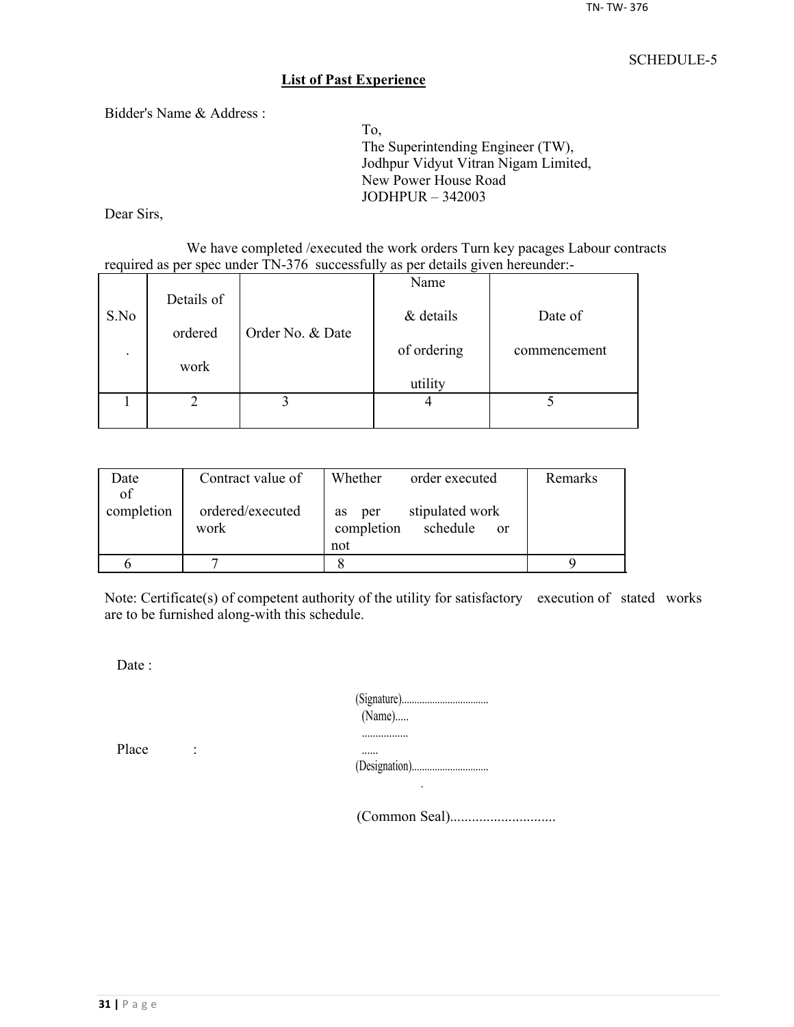SCHEDULE-5

## List of Past Experience

Bidder's Name & Address :

To,  
The Superintending Engineer (TW),  
Jodhpur Vidyut Vitran Nigam Limited,  
New Power House Road  
JODHPUR – 342003

Dear Sirs,

We have completed /executed the work orders Turn key pacages Labour contracts required as per spec under TN-376 successfully as per details given hereunder:-

| S.No. | Details of ordered work | Order No. & Date | Name & details of ordering utility | Date of commencement |
|---|---|---|---|---|
| 1 | 2 | 3 | 4 | 5 |

| Date of completion | Contract value of ordered/executed work | Whether order executed as per stipulated work completion schedule or not | Remarks |
|---|---|---|---|
| 6 | 7 | 8 | 9 |

Note: Certificate(s) of competent authority of the utility for satisfactory execution of stated works are to be furnished along-with this schedule.

Date :

Place :

(Signature)..................................  
(Name).....  
.................  
......  
(Designation)..............................

(Common Seal).............................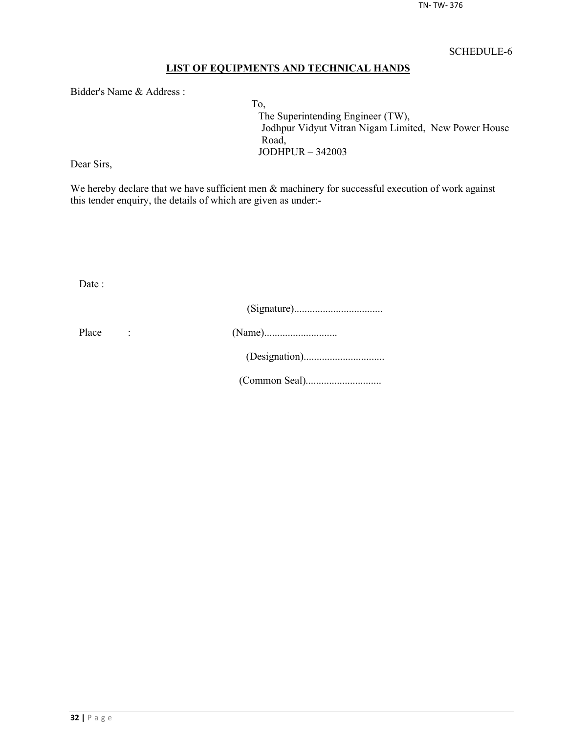SCHEDULE-6

## LIST OF EQUIPMENTS AND TECHNICAL HANDS

Bidder's Name & Address :

To,  
The Superintending Engineer (TW),  
Jodhpur Vidyut Vitran Nigam Limited, New Power House Road,  
JODHPUR – 342003

Dear Sirs,

We hereby declare that we have sufficient men & machinery for successful execution of work against this tender enquiry, the details of which are given as under:-

Date :

(Signature)..................................

Place :

(Name)............................

(Designation)...............................

(Common Seal).............................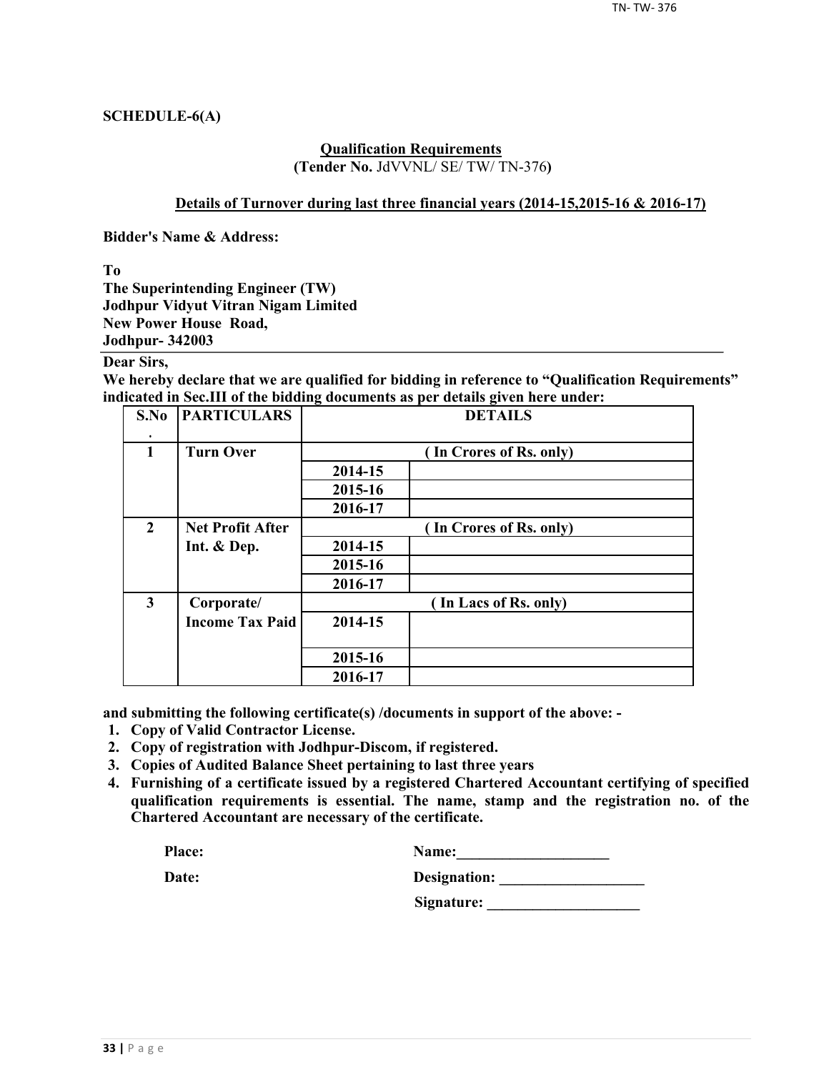**SCHEDULE-6(A)**

**Qualification Requirements**
**(Tender No.** JdVVNL/ SE/ TW/ TN-376**)**

**Details of Turnover during last three financial years (2014-15,2015-16 & 2016-17)**

**Bidder's Name & Address:**

**To**
**The Superintending Engineer (TW)**
**Jodhpur Vidyut Vitran Nigam Limited**
**New Power House Road,**
**Jodhpur- 342003**

**Dear Sirs,**
**We hereby declare that we are qualified for bidding in reference to "Qualification Requirements" indicated in Sec.III of the bidding documents as per details given here under:**

| S.No. | PARTICULARS | DETAILS | |
|---|---|---|---|
| 1 | Turn Over | ( In Crores of Rs. only) | |
| | | 2014-15 | |
| | | 2015-16 | |
| | | 2016-17 | |
| 2 | Net Profit After Int. & Dep. | ( In Crores of Rs. only) | |
| | | 2014-15 | |
| | | 2015-16 | |
| | | 2016-17 | |
| 3 | Corporate/ Income Tax Paid | ( In Lacs of Rs. only) | |
| | | 2014-15 | |
| | | 2015-16 | |
| | | 2016-17 | |

**and submitting the following certificate(s) /documents in support of the above: -**

1. **Copy of Valid Contractor License.**
2. **Copy of registration with Jodhpur-Discom, if registered.**
3. **Copies of Audited Balance Sheet pertaining to last three years**
4. **Furnishing of a certificate issued by a registered Chartered Accountant certifying of specified qualification requirements is essential. The name, stamp and the registration no. of the Chartered Accountant are necessary of the certificate.**

**Place:** **Name:**____________________

**Date:** **Designation:** ___________________

**Signature:** ____________________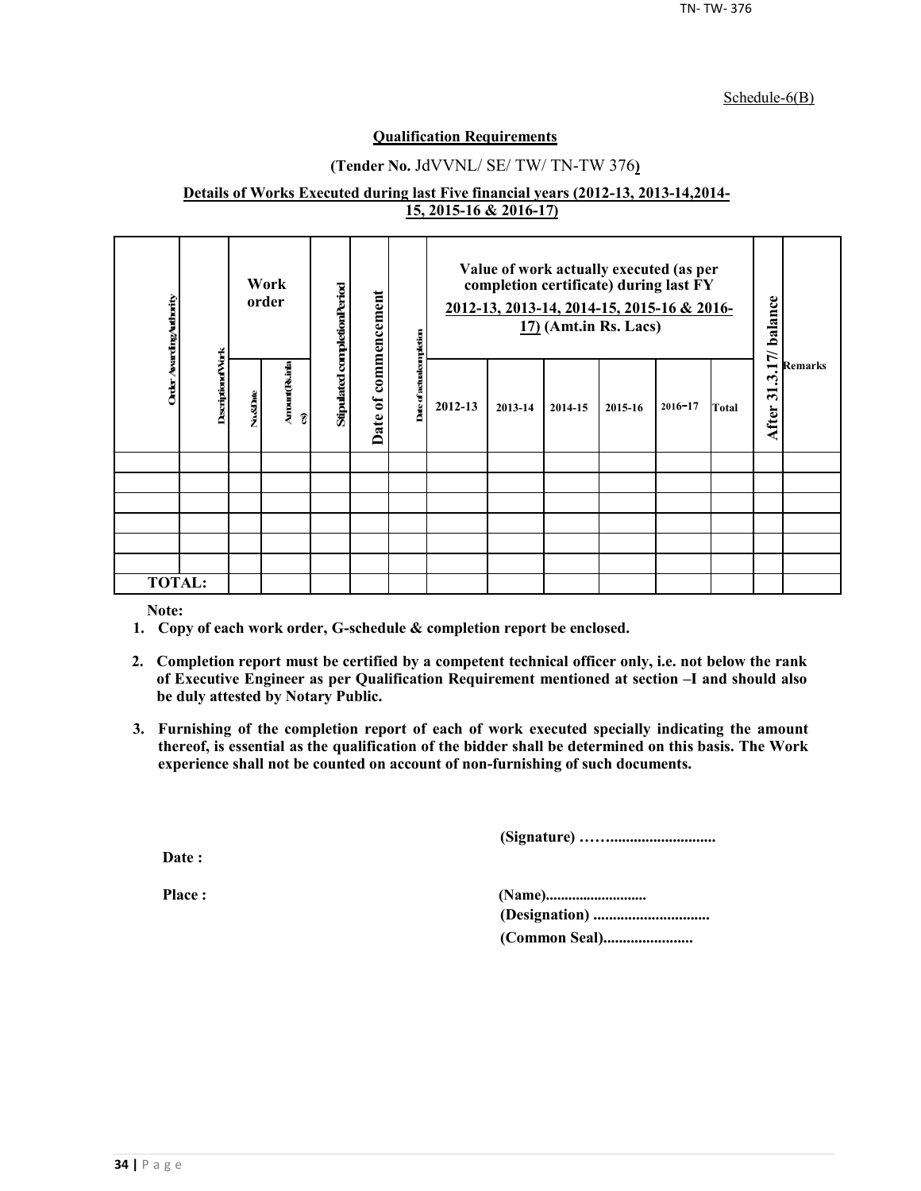Schedule-6(B)

**Qualification Requirements**

**(Tender No.** JdVVNL/ SE/ TW/ TN-TW 376**)**

**Details of Works Executed during last Five financial years (2012-13, 2013-14,2014-15, 2015-16 & 2016-17)**

| Order Awarding Authority | Description of Work | Work order | | Stipulated completion Period | Date of commencement | Date of actual completion | Value of work actually executed (as per completion certificate) during last FY 2012-13, 2013-14, 2014-15, 2015-16 & 2016-17) (Amt.in Rs. Lacs) | | | | | | After 31.3.17/ balance | Remarks |
|---|---|---|---|---|---|---|---|---|---|---|---|---|---|---|
| | | No.&Date | Amount(Rs.in lacs) | | | | 2012-13 | 2013-14 | 2014-15 | 2015-16 | 2016-17 | Total | | |
| | | | | | | | | | | | | | | |
| | | | | | | | | | | | | | | |
| | | | | | | | | | | | | | | |
| | | | | | | | | | | | | | | |
| | | | | | | | | | | | | | | |
| | | | | | | | | | | | | | | |
| TOTAL: | | | | | | | | | | | | | | |

**Note:**

1. **Copy of each work order, G-schedule & completion report be enclosed.**
2. **Completion report must be certified by a competent technical officer only, i.e. not below the rank of Executive Engineer as per Qualification Requirement mentioned at section –I and should also be duly attested by Notary Public.**
3. **Furnishing of the completion report of each of work executed specially indicating the amount thereof, is essential as the qualification of the bidder shall be determined on this basis. The Work experience shall not be counted on account of non-furnishing of such documents.**

**(Signature) ……..........................**

**Date :**

**Place :**

**(Name)..........................**

**(Designation) .............................**

**(Common Seal).......................**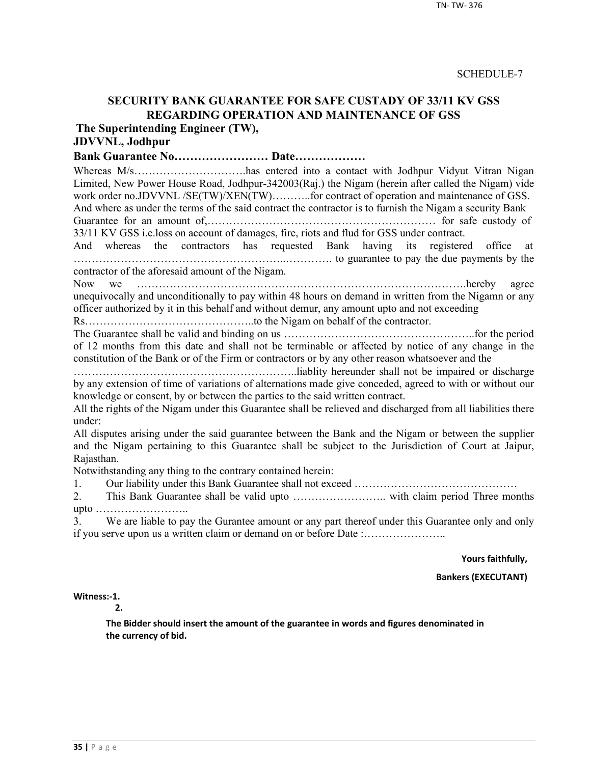SCHEDULE-7

## SECURITY BANK GUARANTEE FOR SAFE CUSTADY OF 33/11 KV GSS REGARDING OPERATION AND MAINTENANCE OF GSS

**The Superintending Engineer (TW),**
**JDVVNL, Jodhpur**

**Bank Guarantee No…………………… Date………………**

Whereas M/s…………………………has entered into a contact with Jodhpur Vidyut Vitran Nigan Limited, New Power House Road, Jodhpur-342003(Raj.) the Nigam (herein after called the Nigam) vide work order no.JDVVNL /SE(TW)/XEN(TW)………..for contract of operation and maintenance of GSS. And where as under the terms of the said contract the contractor is to furnish the Nigam a security Bank Guarantee for an amount of,……………………………………………………… for safe custody of 33/11 KV GSS i.e.loss on account of damages, fire, riots and flud for GSS under contract.

And whereas the contractors has requested Bank having its registered office at ………………………………………………..…………. to guarantee to pay the due payments by the contractor of the aforesaid amount of the Nigam.

Now we …………………………………………………………………………….hereby agree unequivocally and unconditionally to pay within 48 hours on demand in written from the Nigamn or any officer authorized by it in this behalf and without demur, any amount upto and not exceeding Rs………………………………………..to the Nigam on behalf of the contractor.

The Guarantee shall be valid and binding on us ……………………………………………..for the period of 12 months from this date and shall not be terminable or affected by notice of any change in the constitution of the Bank or of the Firm or contractors or by any other reason whatsoever and the …………………………………………………..liablity hereunder shall not be impaired or discharge by any extension of time of variations of alternations made give conceded, agreed to with or without our knowledge or consent, by or between the parties to the said written contract.

All the rights of the Nigam under this Guarantee shall be relieved and discharged from all liabilities there under:

All disputes arising under the said guarantee between the Bank and the Nigam or between the supplier and the Nigam pertaining to this Guarantee shall be subject to the Jurisdiction of Court at Jaipur, Rajasthan.

Notwithstanding any thing to the contrary contained herein:

1. Our liability under this Bank Guarantee shall not exceed ………………………………………
2. This Bank Guarantee shall be valid upto …………………….. with claim period Three months upto ……………………..
3. We are liable to pay the Gurantee amount or any part thereof under this Guarantee only and only if you serve upon us a written claim or demand on or before Date :…………………..

**Yours faithfully,**

**Bankers (EXECUTANT)**

**Witness:-1.**

**2.**

**The Bidder should insert the amount of the guarantee in words and figures denominated in the currency of bid.**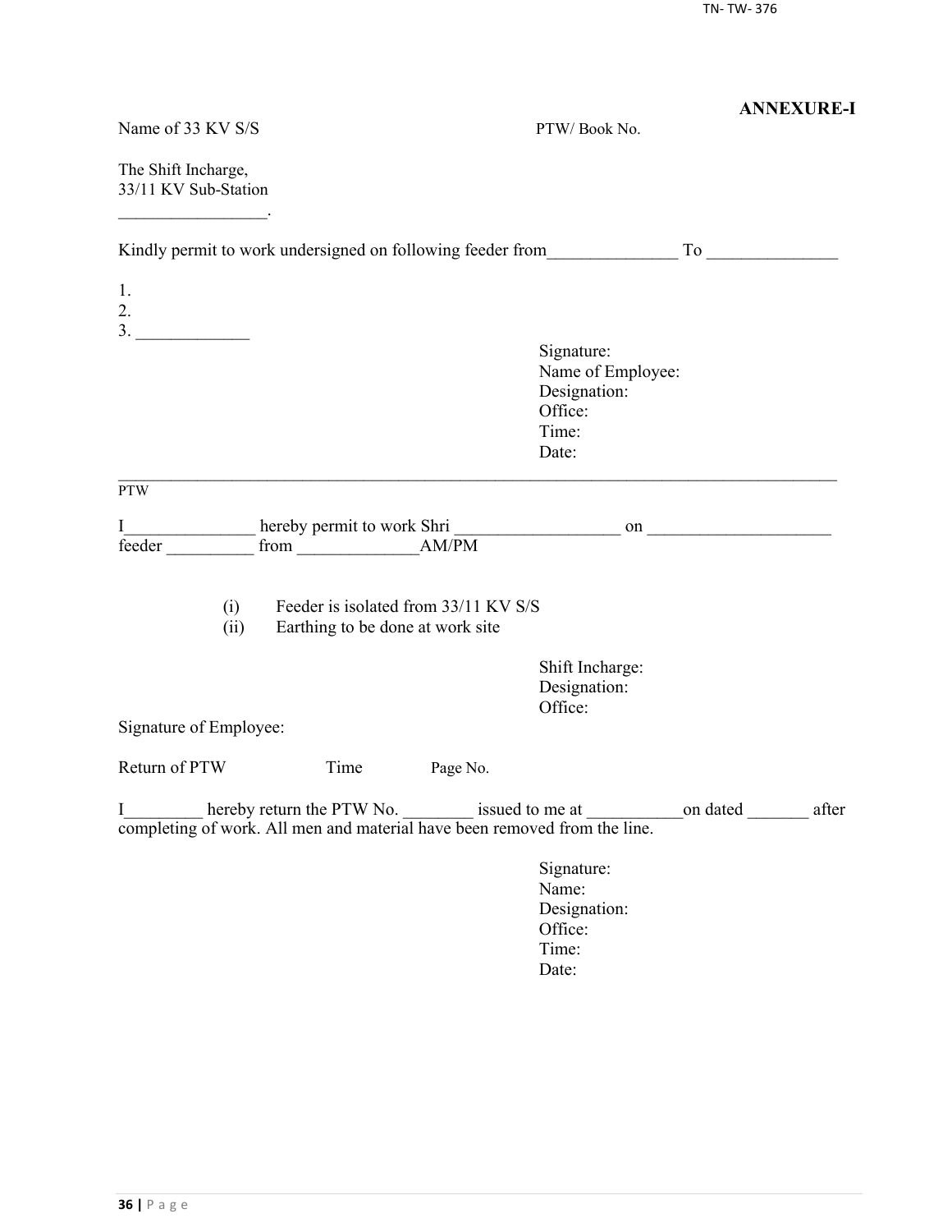**ANNEXURE-I**

Name of 33 KV S/S PTW/ Book No.

The Shift Incharge,
33/11 KV Sub-Station
_________________.

Kindly permit to work undersigned on following feeder from_______________ To _______________

1.
2.
3. _____________

Signature:
Name of Employee:
Designation:
Office:
Time:
Date:

---

PTW

I_______________ hereby permit to work Shri ___________________ on _____________________ feeder __________ from ______________AM/PM

(i) Feeder is isolated from 33/11 KV S/S
(ii) Earthing to be done at work site

Shift Incharge:
Designation:
Office:

Signature of Employee:

Return of PTW Time Page No.

I_________ hereby return the PTW No. ________ issued to me at ___________on dated _______ after completing of work. All men and material have been removed from the line.

Signature:
Name:
Designation:
Office:
Time:
Date: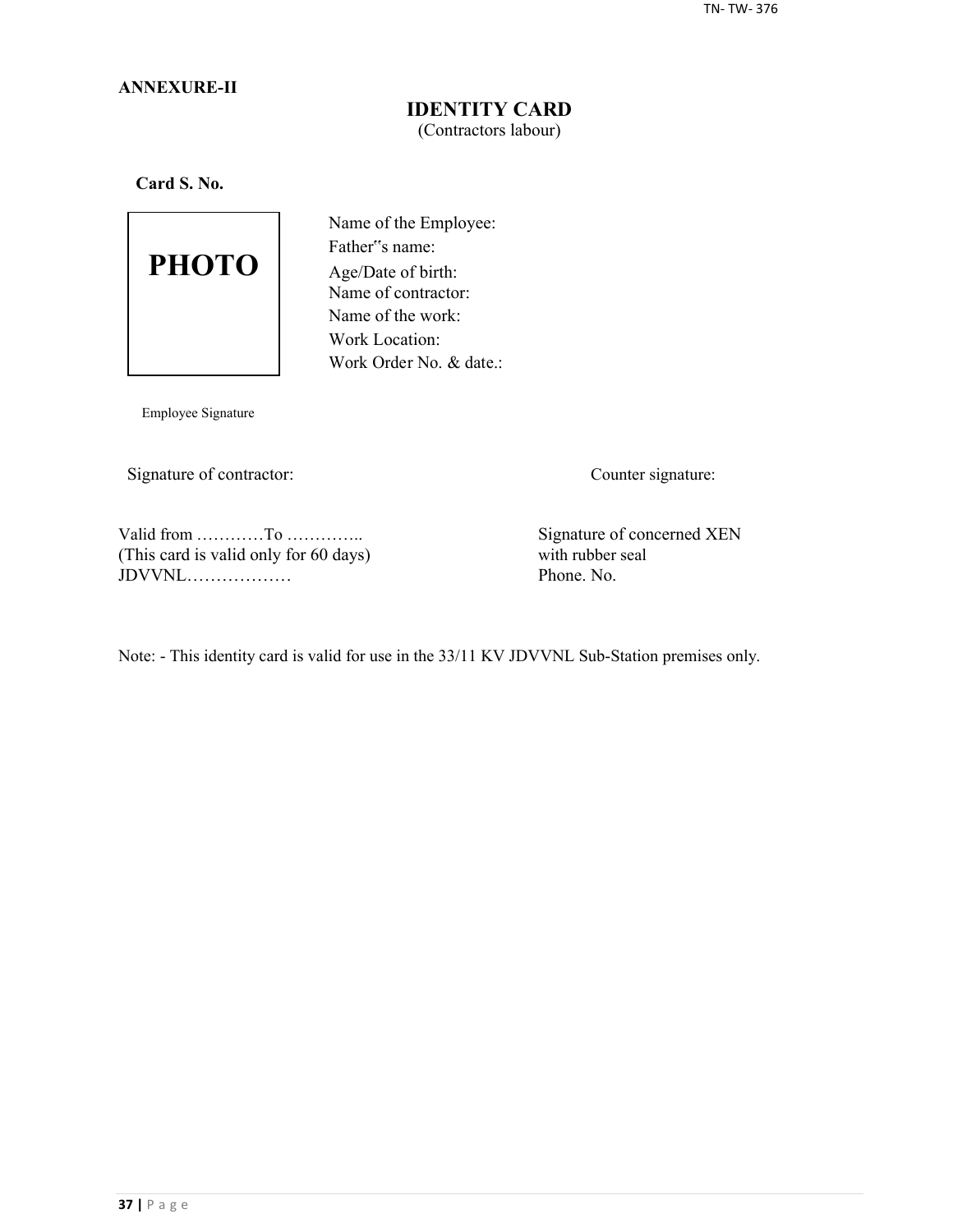**ANNEXURE-II**

## IDENTITY CARD

(Contractors labour)

**Card S. No.**

PHOTO

Name of the Employee:

Father‟s name:

Age/Date of birth:

Name of contractor:

Name of the work:

Work Location:

Work Order No. & date.:

Employee Signature

Signature of contractor:

Counter signature:

Valid from …………To …………..

(This card is valid only for 60 days)

JDVVNL………………

Signature of concerned XEN

with rubber seal

Phone. No.

Note: - This identity card is valid for use in the 33/11 KV JDVVNL Sub-Station premises only.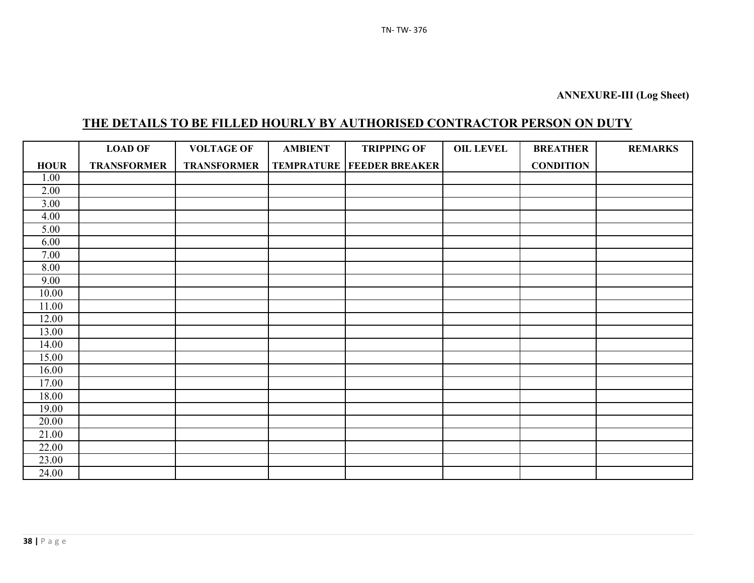**ANNEXURE-III (Log Sheet)**

## THE DETAILS TO BE FILLED HOURLY BY AUTHORISED CONTRACTOR PERSON ON DUTY

| HOUR | LOAD OF TRANSFORMER | VOLTAGE OF TRANSFORMER | AMBIENT TEMPRATURE | TRIPPING OF FEEDER BREAKER | OIL LEVEL | BREATHER CONDITION | REMARKS |
|---|---|---|---|---|---|---|---|
| 1.00 | | | | | | | |
| 2.00 | | | | | | | |
| 3.00 | | | | | | | |
| 4.00 | | | | | | | |
| 5.00 | | | | | | | |
| 6.00 | | | | | | | |
| 7.00 | | | | | | | |
| 8.00 | | | | | | | |
| 9.00 | | | | | | | |
| 10.00 | | | | | | | |
| 11.00 | | | | | | | |
| 12.00 | | | | | | | |
| 13.00 | | | | | | | |
| 14.00 | | | | | | | |
| 15.00 | | | | | | | |
| 16.00 | | | | | | | |
| 17.00 | | | | | | | |
| 18.00 | | | | | | | |
| 19.00 | | | | | | | |
| 20.00 | | | | | | | |
| 21.00 | | | | | | | |
| 22.00 | | | | | | | |
| 23.00 | | | | | | | |
| 24.00 | | | | | | | |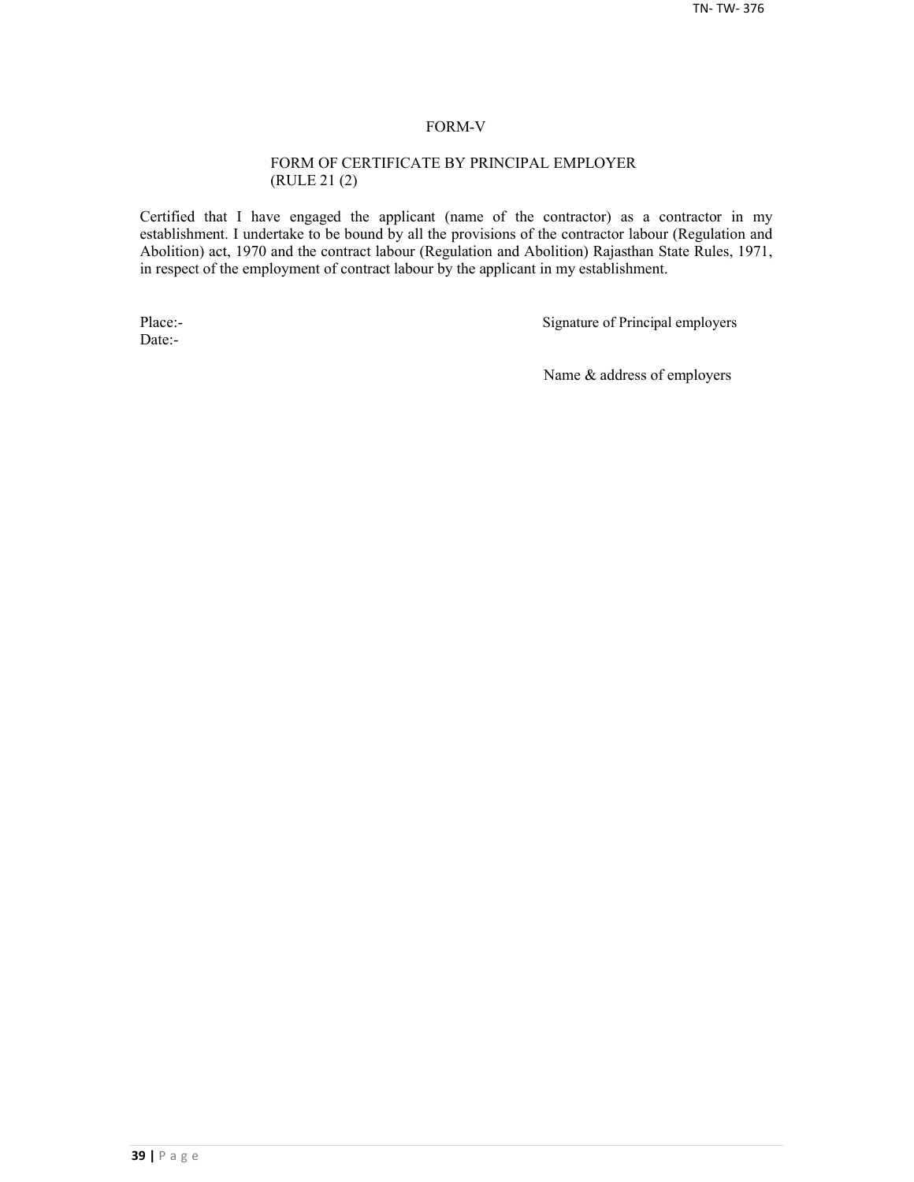# FORM-V

## FORM OF CERTIFICATE BY PRINCIPAL EMPLOYER (RULE 21 (2)

Certified that I have engaged the applicant (name of the contractor) as a contractor in my establishment. I undertake to be bound by all the provisions of the contractor labour (Regulation and Abolition) act, 1970 and the contract labour (Regulation and Abolition) Rajasthan State Rules, 1971, in respect of the employment of contract labour by the applicant in my establishment.

Place:-

Date:-

Signature of Principal employers

Name & address of employers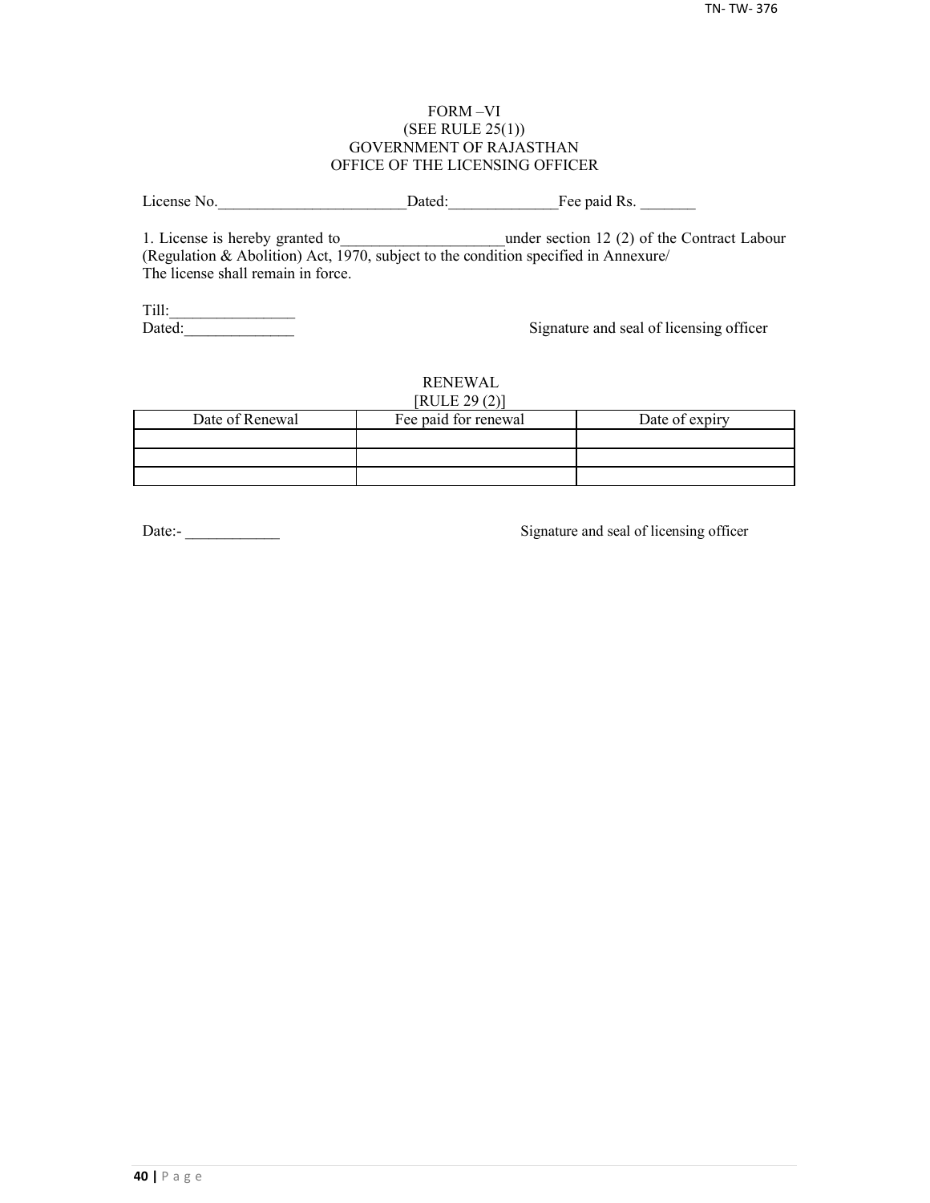FORM –VI
(SEE RULE 25(1))
GOVERNMENT OF RAJASTHAN
OFFICE OF THE LICENSING OFFICER

License No.________________________Dated:______________Fee paid Rs. _______

1. License is hereby granted to_____________________under section 12 (2) of the Contract Labour (Regulation & Abolition) Act, 1970, subject to the condition specified in Annexure/
The license shall remain in force.

Till:________________
Dated:______________

Signature and seal of licensing officer

RENEWAL
[RULE 29 (2)]

| Date of Renewal | Fee paid for renewal | Date of expiry |
|---|---|---|
| | | |
| | | |
| | | |

Date:- ____________

Signature and seal of licensing officer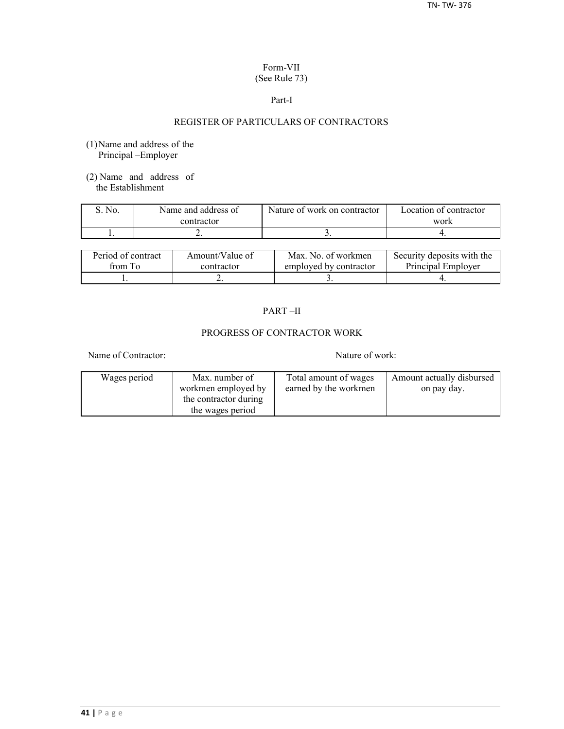Form-VII
(See Rule 73)

Part-I

## REGISTER OF PARTICULARS OF CONTRACTORS

(1) Name and address of the Principal –Employer

(2) Name and address of the Establishment

| S. No. | Name and address of contractor | Nature of work on contractor | Location of contractor work |
|---|---|---|---|
| 1. | 2. | 3. | 4. |

| Period of contract from To | Amount/Value of contractor | Max. No. of workmen employed by contractor | Security deposits with the Principal Employer |
|---|---|---|---|
| 1. | 2. | 3. | 4. |

PART –II

## PROGRESS OF CONTRACTOR WORK

Name of Contractor: Nature of work:

| Wages period | Max. number of workmen employed by the contractor during the wages period | Total amount of wages earned by the workmen | Amount actually disbursed on pay day. |
|---|---|---|---|
| | | | |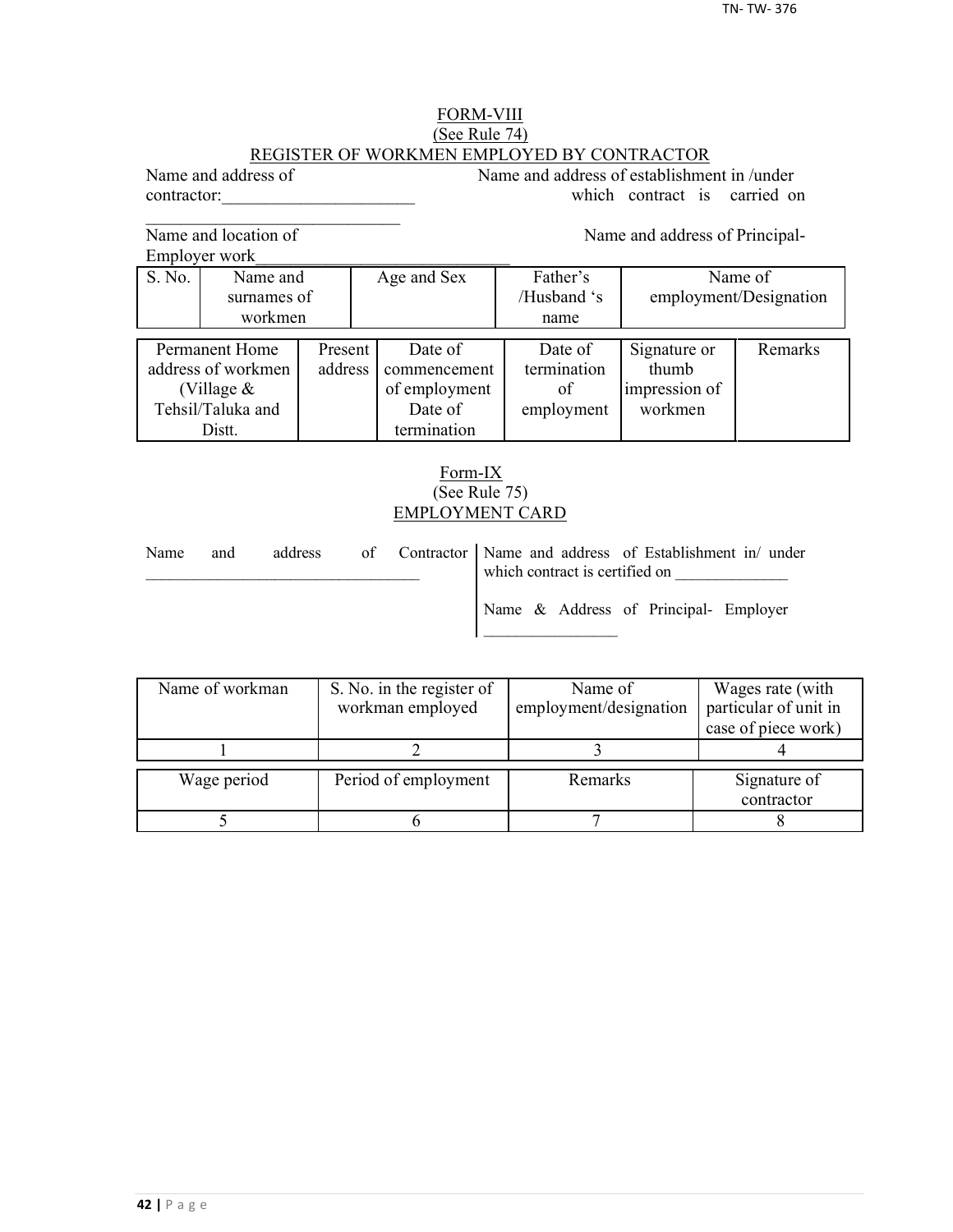## FORM-VIII
(See Rule 74)
### REGISTER OF WORKMEN EMPLOYED BY CONTRACTOR

Name and address of contractor:______________________
______________________________

Name and address of establishment in /under which contract is carried on

Name and location of Employer work______________________________

Name and address of Principal-

| S. No. | Name and surnames of workmen | Age and Sex | Father's /Husband 's name | Name of employment/Designation |
|---|---|---|---|---|

| Permanent Home address of workmen (Village & Tehsil/Taluka and Distt. | Present address | Date of commencement of employment Date of termination | Date of termination of employment | Signature or thumb impression of workmen | Remarks |
|---|---|---|---|---|---|

## Form-IX
(See Rule 75)
### EMPLOYMENT CARD

Name and address of Contractor ______________________________

Name and address of Establishment in/ under which contract is certified on ______________

Name & Address of Principal- Employer ________________

| Name of workman | S. No. in the register of workman employed | Name of employment/designation | Wages rate (with particular of unit in case of piece work) |
|---|---|---|---|
| 1 | 2 | 3 | 4 |

| Wage period | Period of employment | Remarks | Signature of contractor |
|---|---|---|---|
| 5 | 6 | 7 | 8 |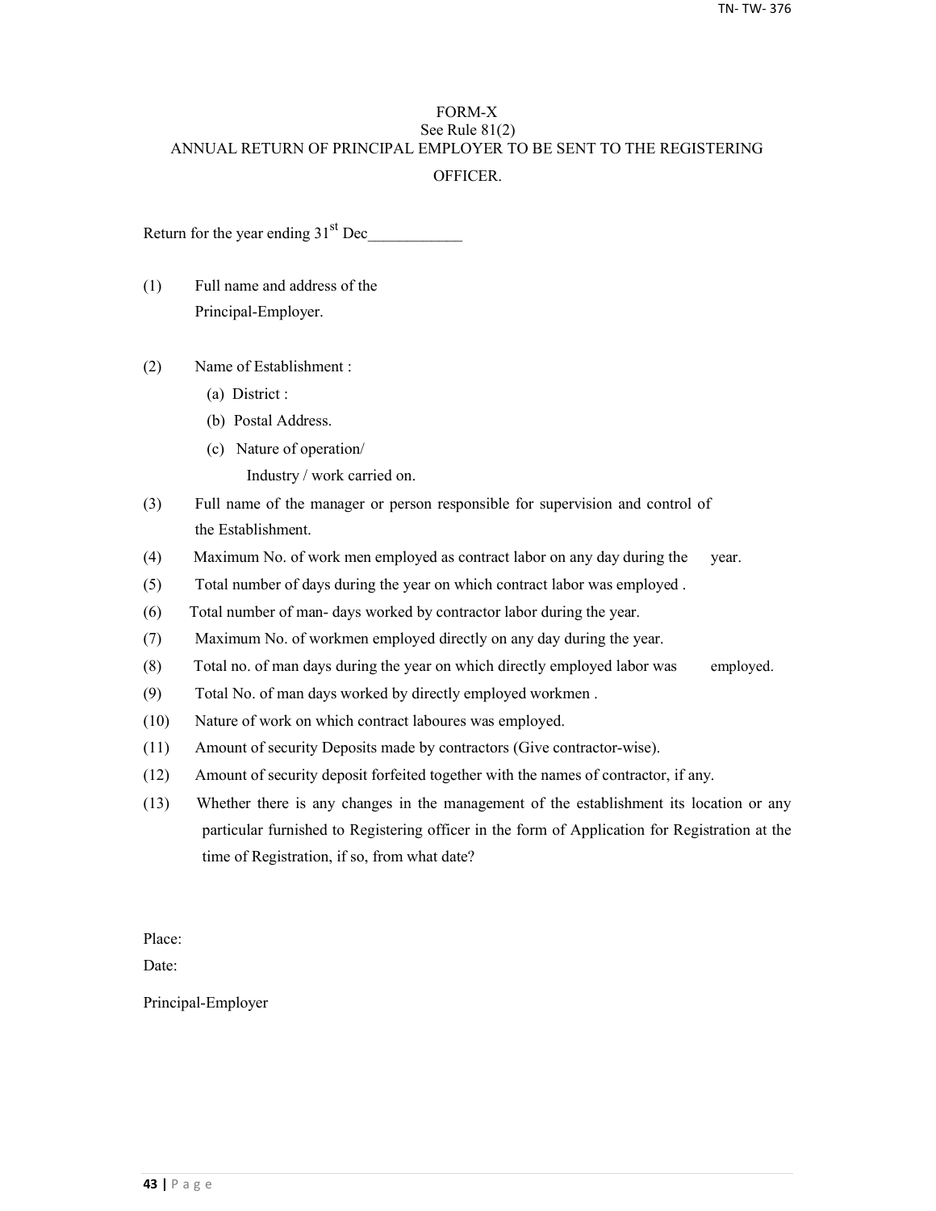# FORM-X

See Rule 81(2)

## ANNUAL RETURN OF PRINCIPAL EMPLOYER TO BE SENT TO THE REGISTERING OFFICER.

Return for the year ending 31st Dec\_\_\_\_\_\_\_\_\_\_\_\_

(1) Full name and address of the Principal-Employer.

(2) Name of Establishment :

  (a) District :

  (b) Postal Address.

  (c) Nature of operation/ Industry / work carried on.

(3) Full name of the manager or person responsible for supervision and control of the Establishment.

(4) Maximum No. of work men employed as contract labor on any day during the year.

(5) Total number of days during the year on which contract labor was employed .

(6) Total number of man- days worked by contractor labor during the year.

(7) Maximum No. of workmen employed directly on any day during the year.

(8) Total no. of man days during the year on which directly employed labor was employed.

(9) Total No. of man days worked by directly employed workmen .

(10) Nature of work on which contract laboures was employed.

(11) Amount of security Deposits made by contractors (Give contractor-wise).

(12) Amount of security deposit forfeited together with the names of contractor, if any.

(13) Whether there is any changes in the management of the establishment its location or any particular furnished to Registering officer in the form of Application for Registration at the time of Registration, if so, from what date?

Place:

Date:

Principal-Employer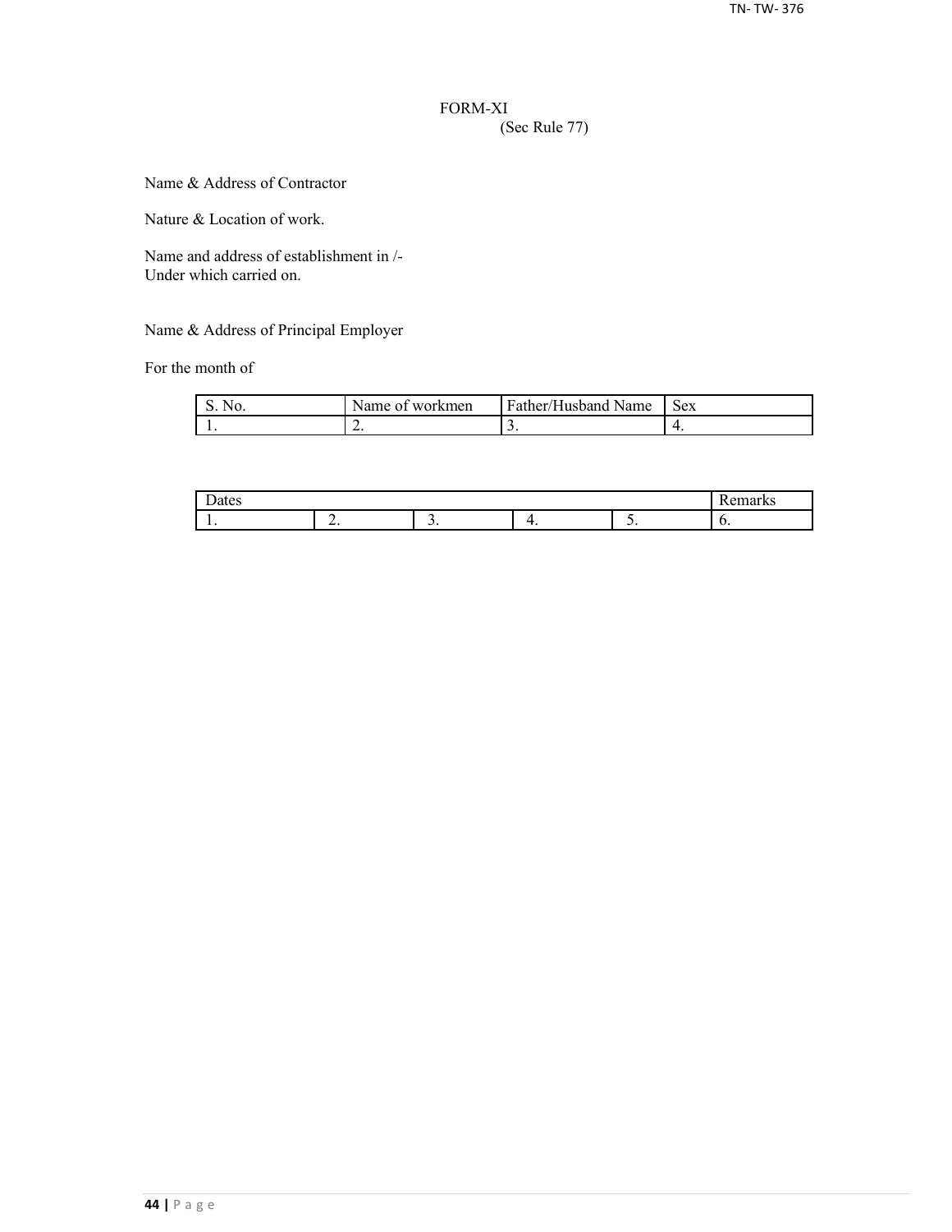FORM-XI

(Sec Rule 77)

Name & Address of Contractor

Nature & Location of work.

Name and address of establishment in /-
Under which carried on.

Name & Address of Principal Employer

For the month of

| S. No. | Name of workmen | Father/Husband Name | Sex |
|---|---|---|---|
| 1. | 2. | 3. | 4. |

| Dates | | | | | Remarks |
|---|---|---|---|---|---|
| 1. | 2. | 3. | 4. | 5. | 6. |